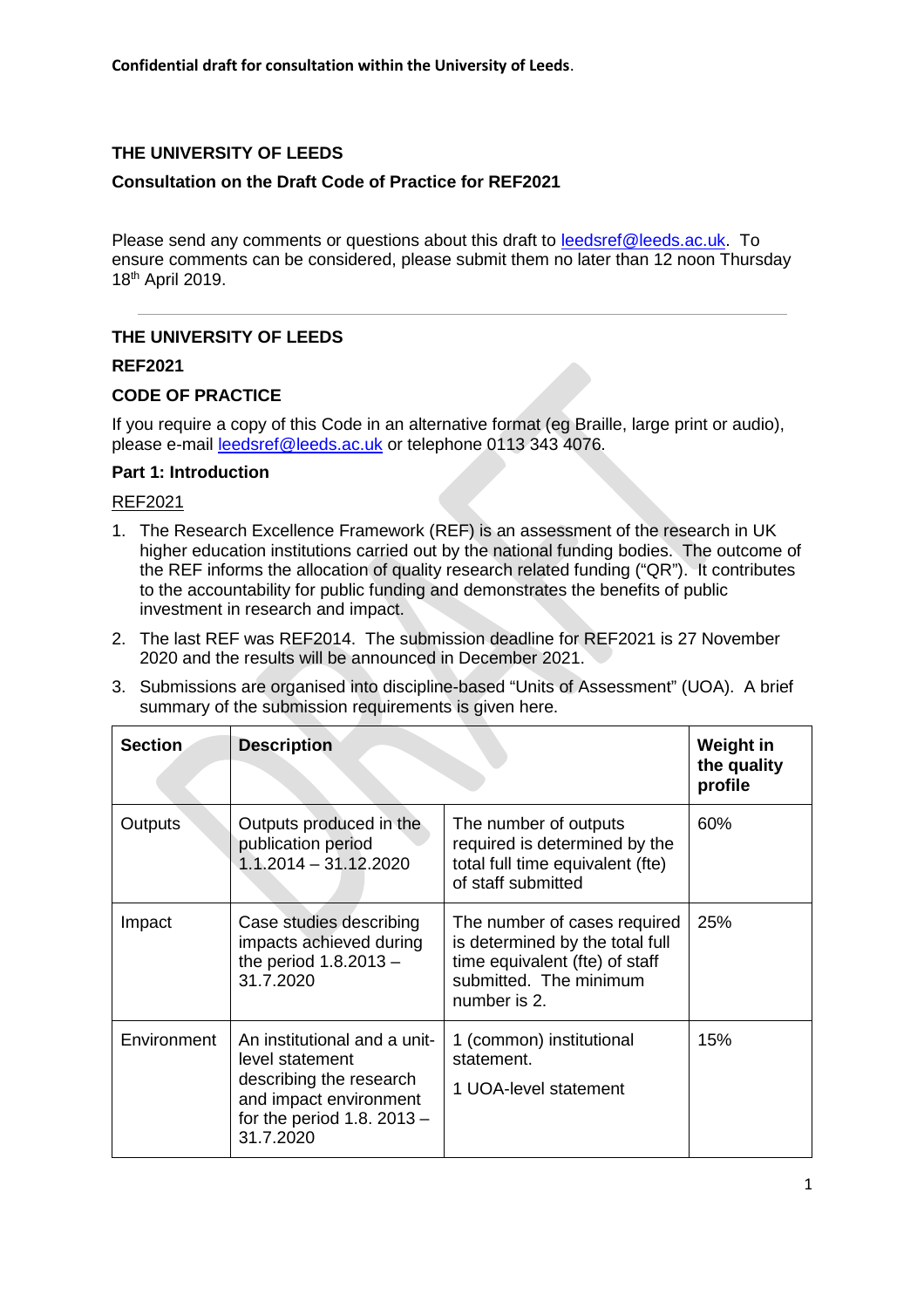**Confidential draft for consultation within the University of Leeds**.

**THE UNIVERSITY OF LEEDS**

**Consultation on the Draft Code of Practice for REF2021**

Please send any comments or questions about this draft to leedsref@leeds.ac.uk. To ensure comments can be considered, please submit them no later than 12 noon Thursday 18th April 2019.

---

# THE UNIVERSITY OF LEEDS

## REF2021

## CODE OF PRACTICE

If you require a copy of this Code in an alternative format (eg Braille, large print or audio), please e-mail leedsref@leeds.ac.uk or telephone 0113 343 4076.

### Part 1: Introduction

REF2021

1. The Research Excellence Framework (REF) is an assessment of the research in UK higher education institutions carried out by the national funding bodies. The outcome of the REF informs the allocation of quality research related funding ("QR"). It contributes to the accountability for public funding and demonstrates the benefits of public investment in research and impact.
2. The last REF was REF2014. The submission deadline for REF2021 is 27 November 2020 and the results will be announced in December 2021.
3. Submissions are organised into discipline-based "Units of Assessment" (UOA). A brief summary of the submission requirements is given here.

| Section | Description | | Weight in the quality profile |
|---|---|---|---|
| Outputs | Outputs produced in the publication period 1.1.2014 – 31.12.2020 | The number of outputs required is determined by the total full time equivalent (fte) of staff submitted | 60% |
| Impact | Case studies describing impacts achieved during the period 1.8.2013 – 31.7.2020 | The number of cases required is determined by the total full time equivalent (fte) of staff submitted. The minimum number is 2. | 25% |
| Environment | An institutional and a unit-level statement describing the research and impact environment for the period 1.8. 2013 – 31.7.2020 | 1 (common) institutional statement.<br>1 UOA-level statement | 15% |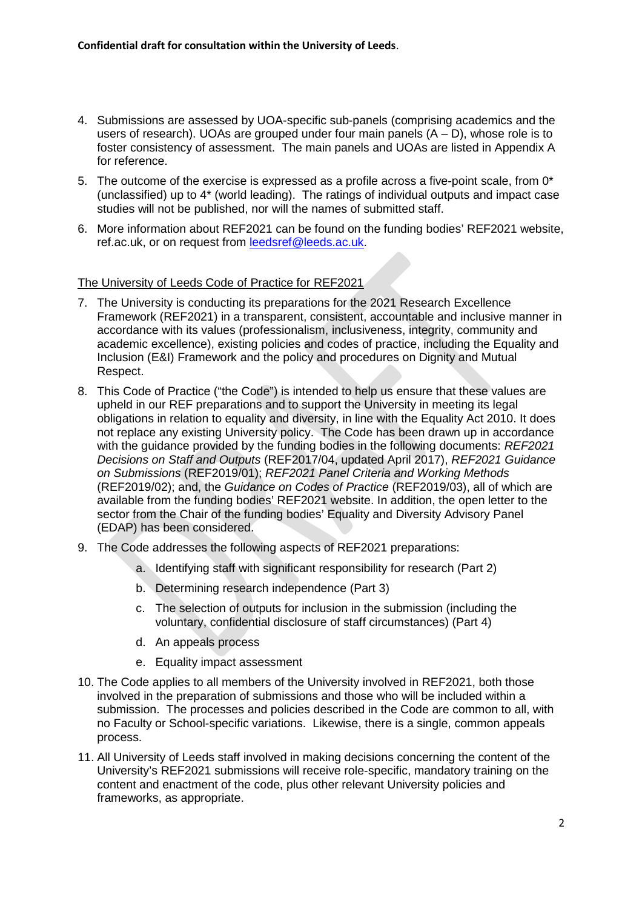**Confidential draft for consultation within the University of Leeds**.

4. Submissions are assessed by UOA-specific sub-panels (comprising academics and the users of research). UOAs are grouped under four main panels (A – D), whose role is to foster consistency of assessment. The main panels and UOAs are listed in Appendix A for reference.
5. The outcome of the exercise is expressed as a profile across a five-point scale, from 0* (unclassified) up to 4* (world leading). The ratings of individual outputs and impact case studies will not be published, nor will the names of submitted staff.
6. More information about REF2021 can be found on the funding bodies' REF2021 website, ref.ac.uk, or on request from leedsref@leeds.ac.uk.

The University of Leeds Code of Practice for REF2021

7. The University is conducting its preparations for the 2021 Research Excellence Framework (REF2021) in a transparent, consistent, accountable and inclusive manner in accordance with its values (professionalism, inclusiveness, integrity, community and academic excellence), existing policies and codes of practice, including the Equality and Inclusion (E&I) Framework and the policy and procedures on Dignity and Mutual Respect.
8. This Code of Practice ("the Code") is intended to help us ensure that these values are upheld in our REF preparations and to support the University in meeting its legal obligations in relation to equality and diversity, in line with the Equality Act 2010. It does not replace any existing University policy. The Code has been drawn up in accordance with the guidance provided by the funding bodies in the following documents: *REF2021 Decisions on Staff and Outputs* (REF2017/04, updated April 2017), *REF2021 Guidance on Submissions* (REF2019/01); *REF2021 Panel Criteria and Working Methods* (REF2019/02); and, the *Guidance on Codes of Practice* (REF2019/03), all of which are available from the funding bodies' REF2021 website. In addition, the open letter to the sector from the Chair of the funding bodies' Equality and Diversity Advisory Panel (EDAP) has been considered.
9. The Code addresses the following aspects of REF2021 preparations:
    a. Identifying staff with significant responsibility for research (Part 2)
    b. Determining research independence (Part 3)
    c. The selection of outputs for inclusion in the submission (including the voluntary, confidential disclosure of staff circumstances) (Part 4)
    d. An appeals process
    e. Equality impact assessment
10. The Code applies to all members of the University involved in REF2021, both those involved in the preparation of submissions and those who will be included within a submission. The processes and policies described in the Code are common to all, with no Faculty or School-specific variations. Likewise, there is a single, common appeals process.
11. All University of Leeds staff involved in making decisions concerning the content of the University's REF2021 submissions will receive role-specific, mandatory training on the content and enactment of the code, plus other relevant University policies and frameworks, as appropriate.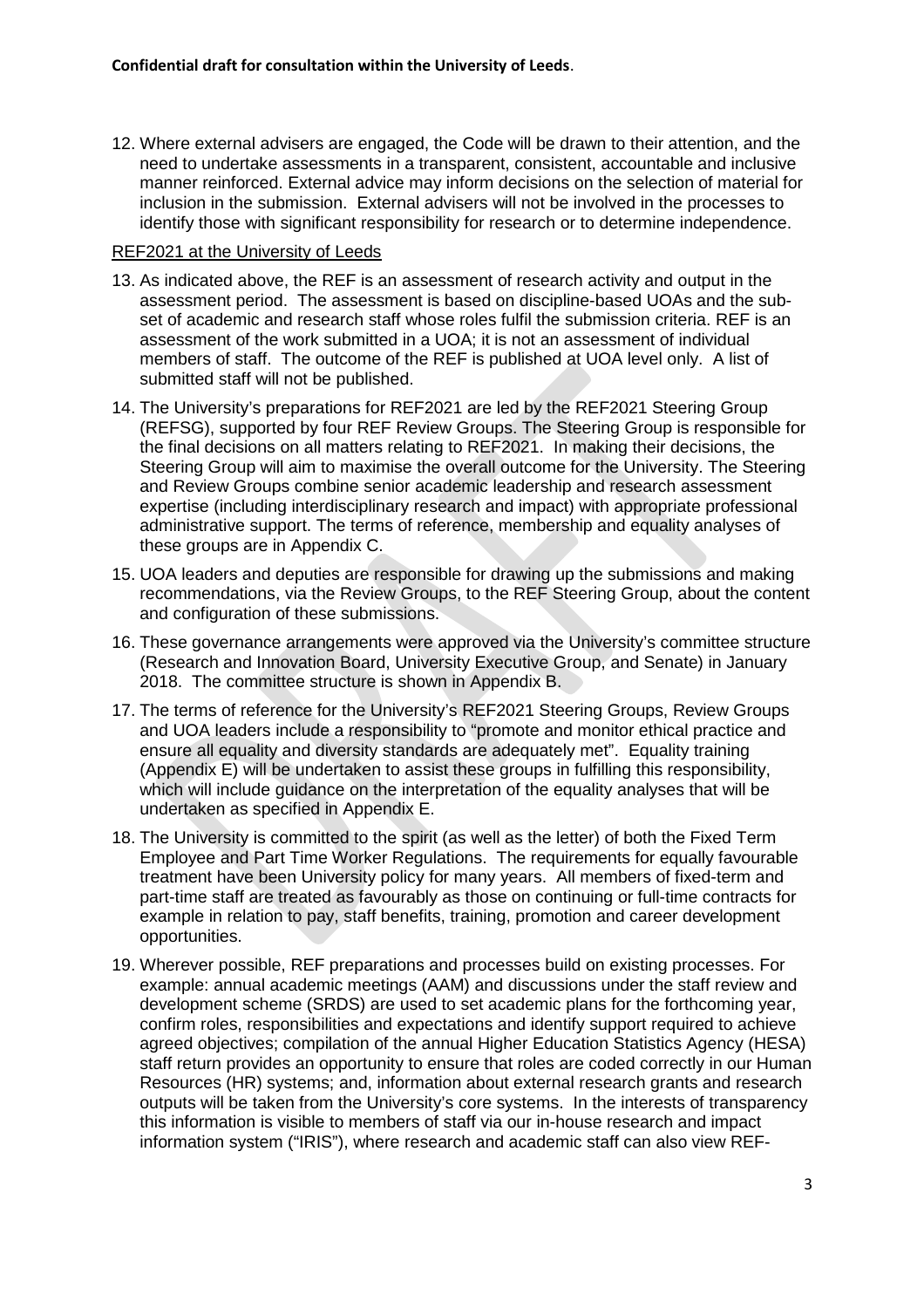12. Where external advisers are engaged, the Code will be drawn to their attention, and the need to undertake assessments in a transparent, consistent, accountable and inclusive manner reinforced. External advice may inform decisions on the selection of material for inclusion in the submission. External advisers will not be involved in the processes to identify those with significant responsibility for research or to determine independence.

REF2021 at the University of Leeds

13. As indicated above, the REF is an assessment of research activity and output in the assessment period. The assessment is based on discipline-based UOAs and the sub-set of academic and research staff whose roles fulfil the submission criteria. REF is an assessment of the work submitted in a UOA; it is not an assessment of individual members of staff. The outcome of the REF is published at UOA level only. A list of submitted staff will not be published.
14. The University's preparations for REF2021 are led by the REF2021 Steering Group (REFSG), supported by four REF Review Groups. The Steering Group is responsible for the final decisions on all matters relating to REF2021. In making their decisions, the Steering Group will aim to maximise the overall outcome for the University. The Steering and Review Groups combine senior academic leadership and research assessment expertise (including interdisciplinary research and impact) with appropriate professional administrative support. The terms of reference, membership and equality analyses of these groups are in Appendix C.
15. UOA leaders and deputies are responsible for drawing up the submissions and making recommendations, via the Review Groups, to the REF Steering Group, about the content and configuration of these submissions.
16. These governance arrangements were approved via the University's committee structure (Research and Innovation Board, University Executive Group, and Senate) in January 2018. The committee structure is shown in Appendix B.
17. The terms of reference for the University's REF2021 Steering Groups, Review Groups and UOA leaders include a responsibility to "promote and monitor ethical practice and ensure all equality and diversity standards are adequately met". Equality training (Appendix E) will be undertaken to assist these groups in fulfilling this responsibility, which will include guidance on the interpretation of the equality analyses that will be undertaken as specified in Appendix E.
18. The University is committed to the spirit (as well as the letter) of both the Fixed Term Employee and Part Time Worker Regulations. The requirements for equally favourable treatment have been University policy for many years. All members of fixed-term and part-time staff are treated as favourably as those on continuing or full-time contracts for example in relation to pay, staff benefits, training, promotion and career development opportunities.
19. Wherever possible, REF preparations and processes build on existing processes. For example: annual academic meetings (AAM) and discussions under the staff review and development scheme (SRDS) are used to set academic plans for the forthcoming year, confirm roles, responsibilities and expectations and identify support required to achieve agreed objectives; compilation of the annual Higher Education Statistics Agency (HESA) staff return provides an opportunity to ensure that roles are coded correctly in our Human Resources (HR) systems; and, information about external research grants and research outputs will be taken from the University's core systems. In the interests of transparency this information is visible to members of staff via our in-house research and impact information system ("IRIS"), where research and academic staff can also view REF-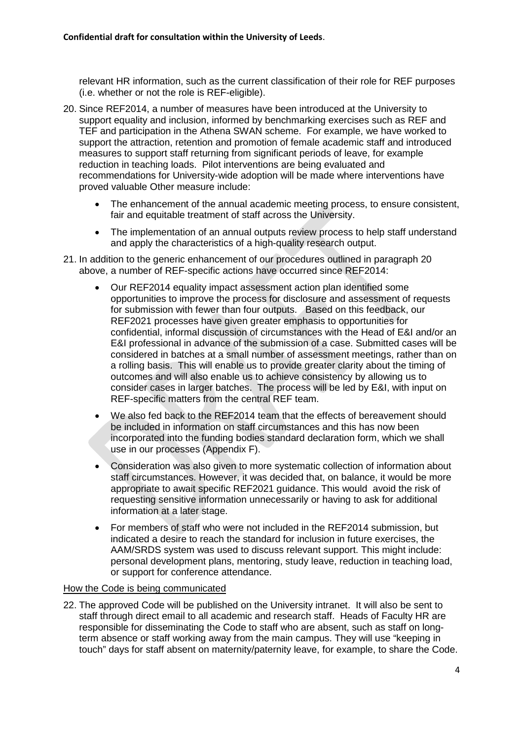relevant HR information, such as the current classification of their role for REF purposes (i.e. whether or not the role is REF-eligible).

20. Since REF2014, a number of measures have been introduced at the University to support equality and inclusion, informed by benchmarking exercises such as REF and TEF and participation in the Athena SWAN scheme. For example, we have worked to support the attraction, retention and promotion of female academic staff and introduced measures to support staff returning from significant periods of leave, for example reduction in teaching loads. Pilot interventions are being evaluated and recommendations for University-wide adoption will be made where interventions have proved valuable Other measure include:

    - The enhancement of the annual academic meeting process, to ensure consistent, fair and equitable treatment of staff across the University.
    - The implementation of an annual outputs review process to help staff understand and apply the characteristics of a high-quality research output.

21. In addition to the generic enhancement of our procedures outlined in paragraph 20 above, a number of REF-specific actions have occurred since REF2014:

    - Our REF2014 equality impact assessment action plan identified some opportunities to improve the process for disclosure and assessment of requests for submission with fewer than four outputs. Based on this feedback, our REF2021 processes have given greater emphasis to opportunities for confidential, informal discussion of circumstances with the Head of E&I and/or an E&I professional in advance of the submission of a case. Submitted cases will be considered in batches at a small number of assessment meetings, rather than on a rolling basis. This will enable us to provide greater clarity about the timing of outcomes and will also enable us to achieve consistency by allowing us to consider cases in larger batches. The process will be led by E&I, with input on REF-specific matters from the central REF team.
    - We also fed back to the REF2014 team that the effects of bereavement should be included in information on staff circumstances and this has now been incorporated into the funding bodies standard declaration form, which we shall use in our processes (Appendix F).
    - Consideration was also given to more systematic collection of information about staff circumstances. However, it was decided that, on balance, it would be more appropriate to await specific REF2021 guidance. This would avoid the risk of requesting sensitive information unnecessarily or having to ask for additional information at a later stage.
    - For members of staff who were not included in the REF2014 submission, but indicated a desire to reach the standard for inclusion in future exercises, the AAM/SRDS system was used to discuss relevant support. This might include: personal development plans, mentoring, study leave, reduction in teaching load, or support for conference attendance.

<u>How the Code is being communicated</u>

22. The approved Code will be published on the University intranet. It will also be sent to staff through direct email to all academic and research staff. Heads of Faculty HR are responsible for disseminating the Code to staff who are absent, such as staff on long-term absence or staff working away from the main campus. They will use "keeping in touch" days for staff absent on maternity/paternity leave, for example, to share the Code.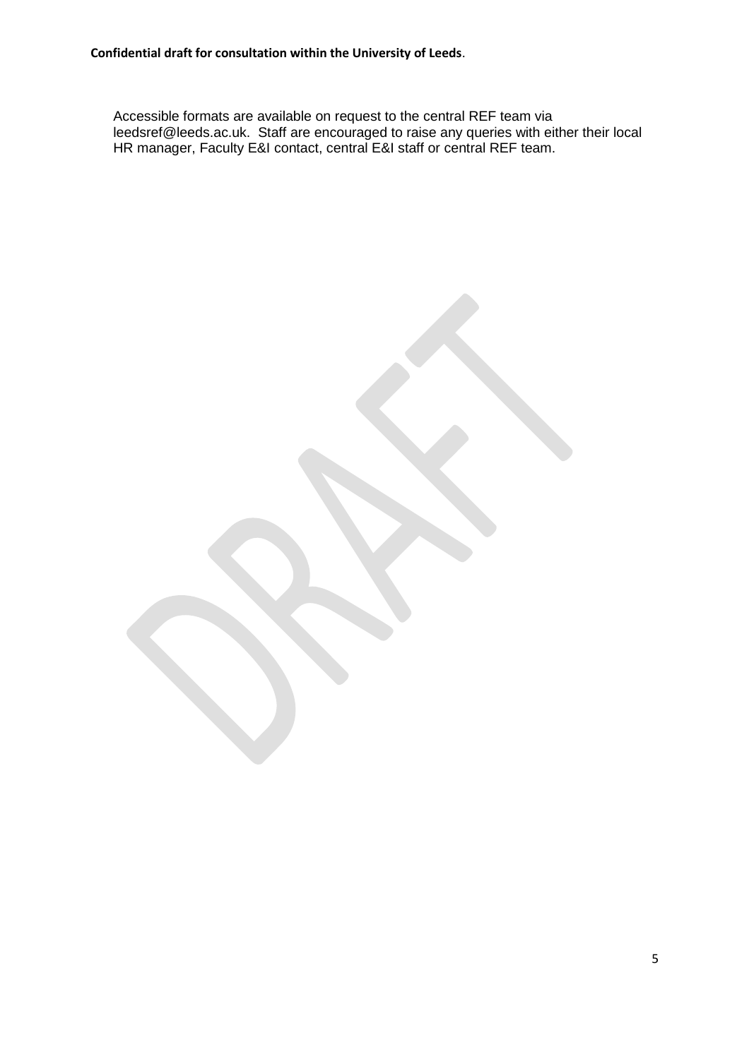Accessible formats are available on request to the central REF team via leedsref@leeds.ac.uk. Staff are encouraged to raise any queries with either their local HR manager, Faculty E&I contact, central E&I staff or central REF team.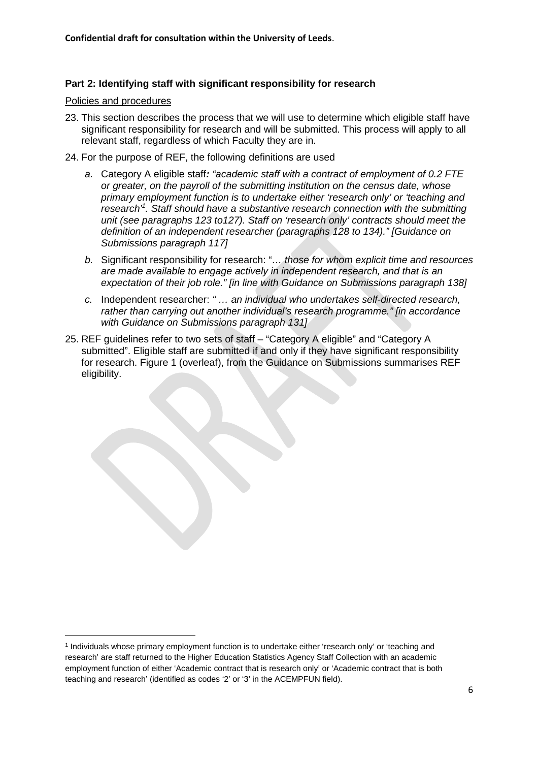## Part 2: Identifying staff with significant responsibility for research

Policies and procedures

23. This section describes the process that we will use to determine which eligible staff have significant responsibility for research and will be submitted. This process will apply to all relevant staff, regardless of which Faculty they are in.

24. For the purpose of REF, the following definitions are used

    *a.* Category A eligible staff***:*** *"academic staff with a contract of employment of 0.2 FTE or greater, on the payroll of the submitting institution on the census date, whose primary employment function is to undertake either 'research only' or 'teaching and research'*[1]*. Staff should have a substantive research connection with the submitting unit (see paragraphs 123 to127). Staff on 'research only' contracts should meet the definition of an independent researcher (paragraphs 128 to 134)." [Guidance on Submissions paragraph 117]*

    *b.* Significant responsibility for research: "*… those for whom explicit time and resources are made available to engage actively in independent research, and that is an expectation of their job role." [in line with Guidance on Submissions paragraph 138]*

    *c.* Independent researcher: *" … an individual who undertakes self-directed research, rather than carrying out another individual's research programme." [in accordance with Guidance on Submissions paragraph 131]*

25. REF guidelines refer to two sets of staff – "Category A eligible" and "Category A submitted". Eligible staff are submitted if and only if they have significant responsibility for research. Figure 1 (overleaf), from the Guidance on Submissions summarises REF eligibility.

[1] Individuals whose primary employment function is to undertake either 'research only' or 'teaching and research' are staff returned to the Higher Education Statistics Agency Staff Collection with an academic employment function of either 'Academic contract that is research only' or 'Academic contract that is both teaching and research' (identified as codes '2' or '3' in the ACEMPFUN field).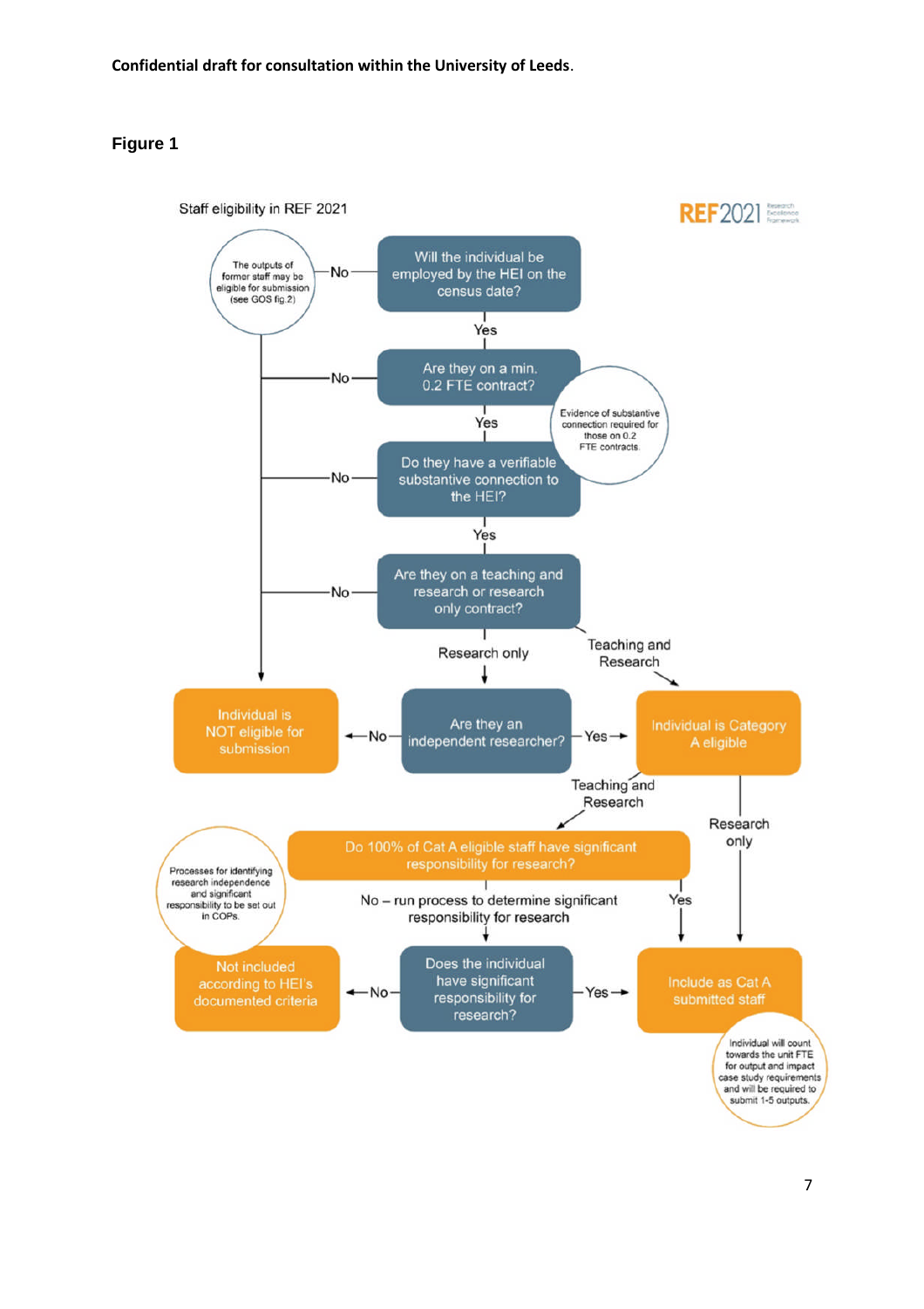Confidential draft for consultation within the University of Leeds.

**Figure 1**

Staff eligibility in REF 2021

REF2021 Research Excellence Framework

Will the individual be employed by the HEI on the census date?
- No → The outputs of former staff may be eligible for submission (see GOS fig.2) → Individual is NOT eligible for submission
- Yes ↓

Are they on a min. 0.2 FTE contract?
- No → Individual is NOT eligible for submission
- Yes ↓

Evidence of substantive connection required for those on 0.2 FTE contracts.

Do they have a verifiable substantive connection to the HEI?
- No → Individual is NOT eligible for submission
- Yes ↓

Are they on a teaching and research or research only contract?
- No → Individual is NOT eligible for submission
- Teaching and Research → Individual is Category A eligible
- Research only ↓

Are they an independent researcher?
- No → Individual is NOT eligible for submission
- Yes → Individual is Category A eligible

Individual is Category A eligible
- Research only → Include as Cat A submitted staff
- Teaching and Research ↓

Do 100% of Cat A eligible staff have significant responsibility for research?
- Yes → Include as Cat A submitted staff
- No – run process to determine significant responsibility for research ↓

Processes for identifying research independence and significant responsibility to be set out in COPs.

Does the individual have significant responsibility for research?
- No → Not included according to HEI's documented criteria
- Yes → Include as Cat A submitted staff

Individual will count towards the unit FTE for output and impact case study requirements and will be required to submit 1-5 outputs.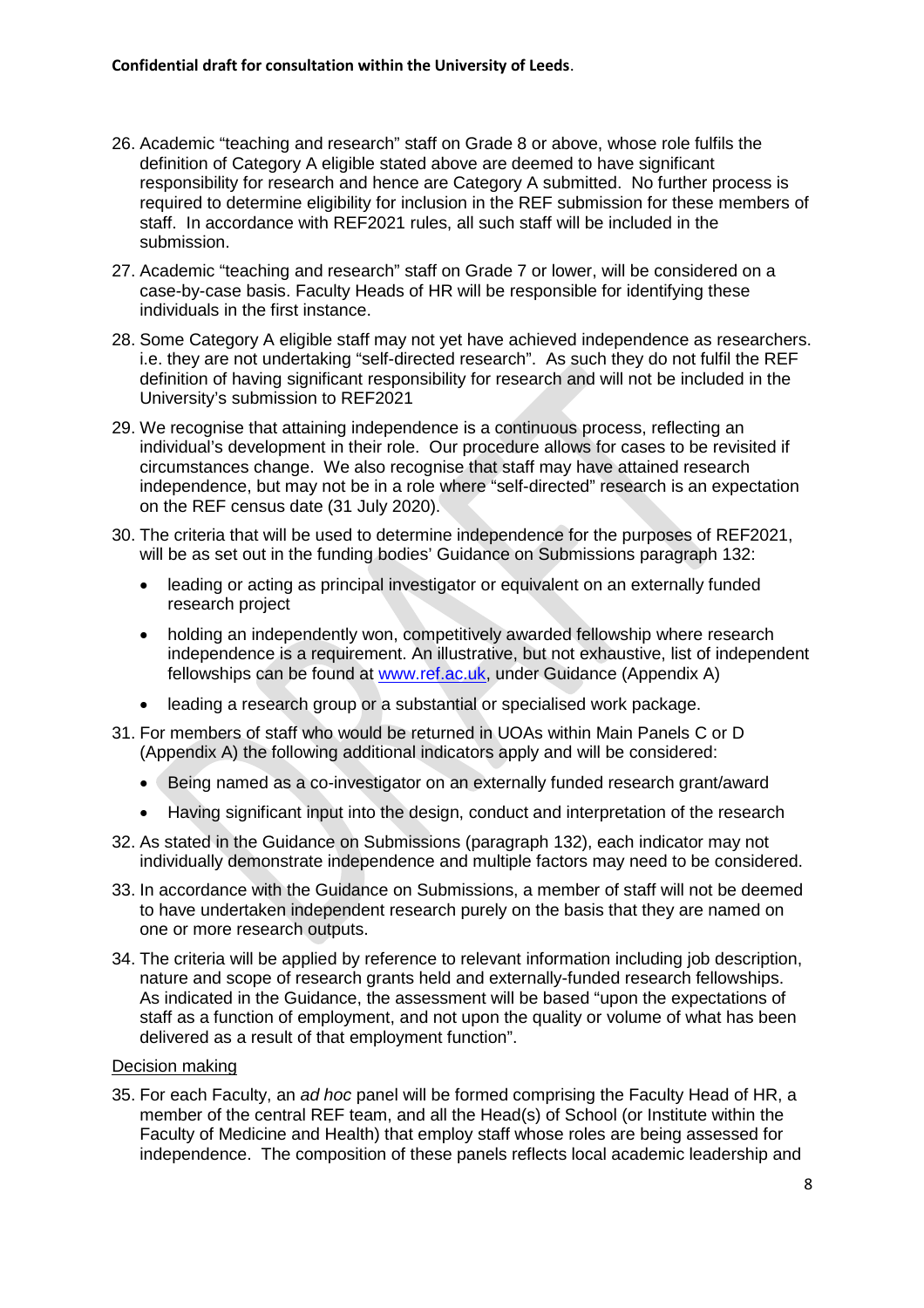26. Academic "teaching and research" staff on Grade 8 or above, whose role fulfils the definition of Category A eligible stated above are deemed to have significant responsibility for research and hence are Category A submitted. No further process is required to determine eligibility for inclusion in the REF submission for these members of staff. In accordance with REF2021 rules, all such staff will be included in the submission.

27. Academic "teaching and research" staff on Grade 7 or lower, will be considered on a case-by-case basis. Faculty Heads of HR will be responsible for identifying these individuals in the first instance.

28. Some Category A eligible staff may not yet have achieved independence as researchers. i.e. they are not undertaking "self-directed research". As such they do not fulfil the REF definition of having significant responsibility for research and will not be included in the University's submission to REF2021

29. We recognise that attaining independence is a continuous process, reflecting an individual's development in their role. Our procedure allows for cases to be revisited if circumstances change. We also recognise that staff may have attained research independence, but may not be in a role where "self-directed" research is an expectation on the REF census date (31 July 2020).

30. The criteria that will be used to determine independence for the purposes of REF2021, will be as set out in the funding bodies' Guidance on Submissions paragraph 132:

    - leading or acting as principal investigator or equivalent on an externally funded research project
    - holding an independently won, competitively awarded fellowship where research independence is a requirement. An illustrative, but not exhaustive, list of independent fellowships can be found at [www.ref.ac.uk](http://www.ref.ac.uk), under Guidance (Appendix A)
    - leading a research group or a substantial or specialised work package.

31. For members of staff who would be returned in UOAs within Main Panels C or D (Appendix A) the following additional indicators apply and will be considered:

    - Being named as a co-investigator on an externally funded research grant/award
    - Having significant input into the design, conduct and interpretation of the research

32. As stated in the Guidance on Submissions (paragraph 132), each indicator may not individually demonstrate independence and multiple factors may need to be considered.

33. In accordance with the Guidance on Submissions, a member of staff will not be deemed to have undertaken independent research purely on the basis that they are named on one or more research outputs.

34. The criteria will be applied by reference to relevant information including job description, nature and scope of research grants held and externally-funded research fellowships. As indicated in the Guidance, the assessment will be based "upon the expectations of staff as a function of employment, and not upon the quality or volume of what has been delivered as a result of that employment function".

Decision making

35. For each Faculty, an *ad hoc* panel will be formed comprising the Faculty Head of HR, a member of the central REF team, and all the Head(s) of School (or Institute within the Faculty of Medicine and Health) that employ staff whose roles are being assessed for independence. The composition of these panels reflects local academic leadership and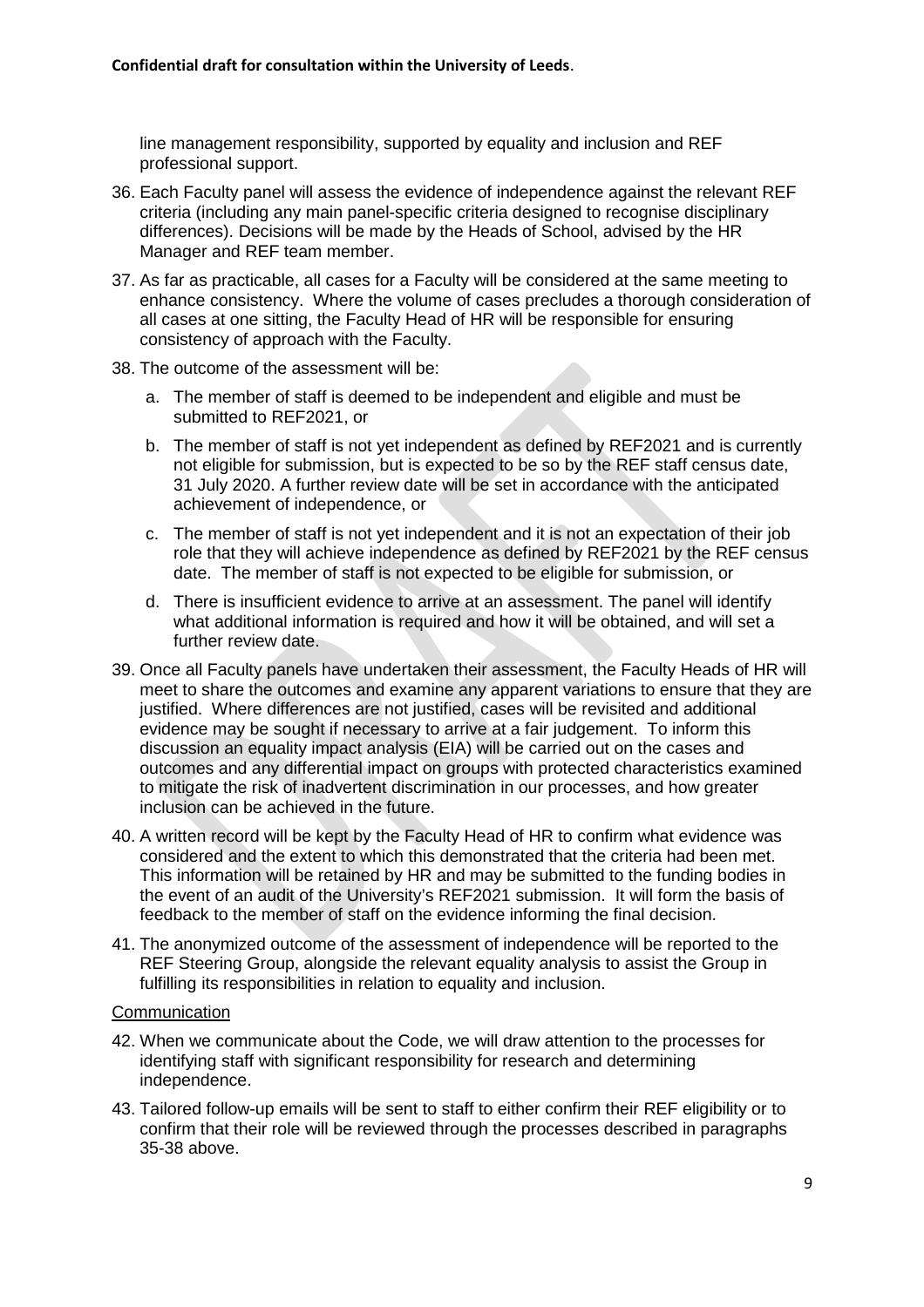line management responsibility, supported by equality and inclusion and REF professional support.

36. Each Faculty panel will assess the evidence of independence against the relevant REF criteria (including any main panel-specific criteria designed to recognise disciplinary differences). Decisions will be made by the Heads of School, advised by the HR Manager and REF team member.

37. As far as practicable, all cases for a Faculty will be considered at the same meeting to enhance consistency. Where the volume of cases precludes a thorough consideration of all cases at one sitting, the Faculty Head of HR will be responsible for ensuring consistency of approach with the Faculty.

38. The outcome of the assessment will be:

    a. The member of staff is deemed to be independent and eligible and must be submitted to REF2021, or

    b. The member of staff is not yet independent as defined by REF2021 and is currently not eligible for submission, but is expected to be so by the REF staff census date, 31 July 2020. A further review date will be set in accordance with the anticipated achievement of independence, or

    c. The member of staff is not yet independent and it is not an expectation of their job role that they will achieve independence as defined by REF2021 by the REF census date. The member of staff is not expected to be eligible for submission, or

    d. There is insufficient evidence to arrive at an assessment. The panel will identify what additional information is required and how it will be obtained, and will set a further review date.

39. Once all Faculty panels have undertaken their assessment, the Faculty Heads of HR will meet to share the outcomes and examine any apparent variations to ensure that they are justified. Where differences are not justified, cases will be revisited and additional evidence may be sought if necessary to arrive at a fair judgement. To inform this discussion an equality impact analysis (EIA) will be carried out on the cases and outcomes and any differential impact on groups with protected characteristics examined to mitigate the risk of inadvertent discrimination in our processes, and how greater inclusion can be achieved in the future.

40. A written record will be kept by the Faculty Head of HR to confirm what evidence was considered and the extent to which this demonstrated that the criteria had been met. This information will be retained by HR and may be submitted to the funding bodies in the event of an audit of the University's REF2021 submission. It will form the basis of feedback to the member of staff on the evidence informing the final decision.

41. The anonymized outcome of the assessment of independence will be reported to the REF Steering Group, alongside the relevant equality analysis to assist the Group in fulfilling its responsibilities in relation to equality and inclusion.

<u>Communication</u>

42. When we communicate about the Code, we will draw attention to the processes for identifying staff with significant responsibility for research and determining independence.

43. Tailored follow-up emails will be sent to staff to either confirm their REF eligibility or to confirm that their role will be reviewed through the processes described in paragraphs 35-38 above.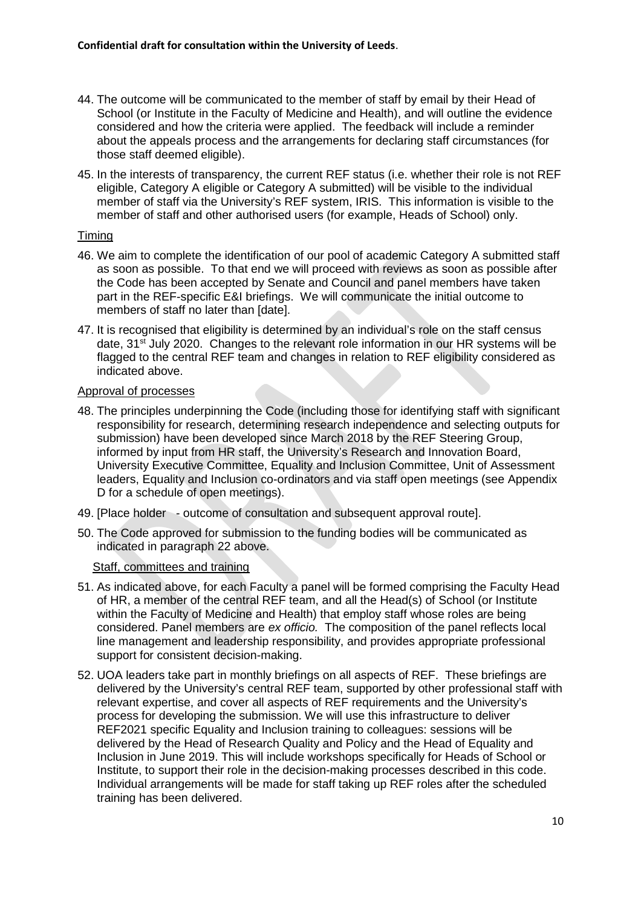44. The outcome will be communicated to the member of staff by email by their Head of School (or Institute in the Faculty of Medicine and Health), and will outline the evidence considered and how the criteria were applied. The feedback will include a reminder about the appeals process and the arrangements for declaring staff circumstances (for those staff deemed eligible).

45. In the interests of transparency, the current REF status (i.e. whether their role is not REF eligible, Category A eligible or Category A submitted) will be visible to the individual member of staff via the University's REF system, IRIS. This information is visible to the member of staff and other authorised users (for example, Heads of School) only.

Timing

46. We aim to complete the identification of our pool of academic Category A submitted staff as soon as possible. To that end we will proceed with reviews as soon as possible after the Code has been accepted by Senate and Council and panel members have taken part in the REF-specific E&I briefings. We will communicate the initial outcome to members of staff no later than [date].

47. It is recognised that eligibility is determined by an individual's role on the staff census date, 31st July 2020. Changes to the relevant role information in our HR systems will be flagged to the central REF team and changes in relation to REF eligibility considered as indicated above.

Approval of processes

48. The principles underpinning the Code (including those for identifying staff with significant responsibility for research, determining research independence and selecting outputs for submission) have been developed since March 2018 by the REF Steering Group, informed by input from HR staff, the University's Research and Innovation Board, University Executive Committee, Equality and Inclusion Committee, Unit of Assessment leaders, Equality and Inclusion co-ordinators and via staff open meetings (see Appendix D for a schedule of open meetings).

49. [Place holder - outcome of consultation and subsequent approval route].

50. The Code approved for submission to the funding bodies will be communicated as indicated in paragraph 22 above.

Staff, committees and training

51. As indicated above, for each Faculty a panel will be formed comprising the Faculty Head of HR, a member of the central REF team, and all the Head(s) of School (or Institute within the Faculty of Medicine and Health) that employ staff whose roles are being considered. Panel members are *ex officio.* The composition of the panel reflects local line management and leadership responsibility, and provides appropriate professional support for consistent decision-making.

52. UOA leaders take part in monthly briefings on all aspects of REF. These briefings are delivered by the University's central REF team, supported by other professional staff with relevant expertise, and cover all aspects of REF requirements and the University's process for developing the submission. We will use this infrastructure to deliver REF2021 specific Equality and Inclusion training to colleagues: sessions will be delivered by the Head of Research Quality and Policy and the Head of Equality and Inclusion in June 2019. This will include workshops specifically for Heads of School or Institute, to support their role in the decision-making processes described in this code. Individual arrangements will be made for staff taking up REF roles after the scheduled training has been delivered.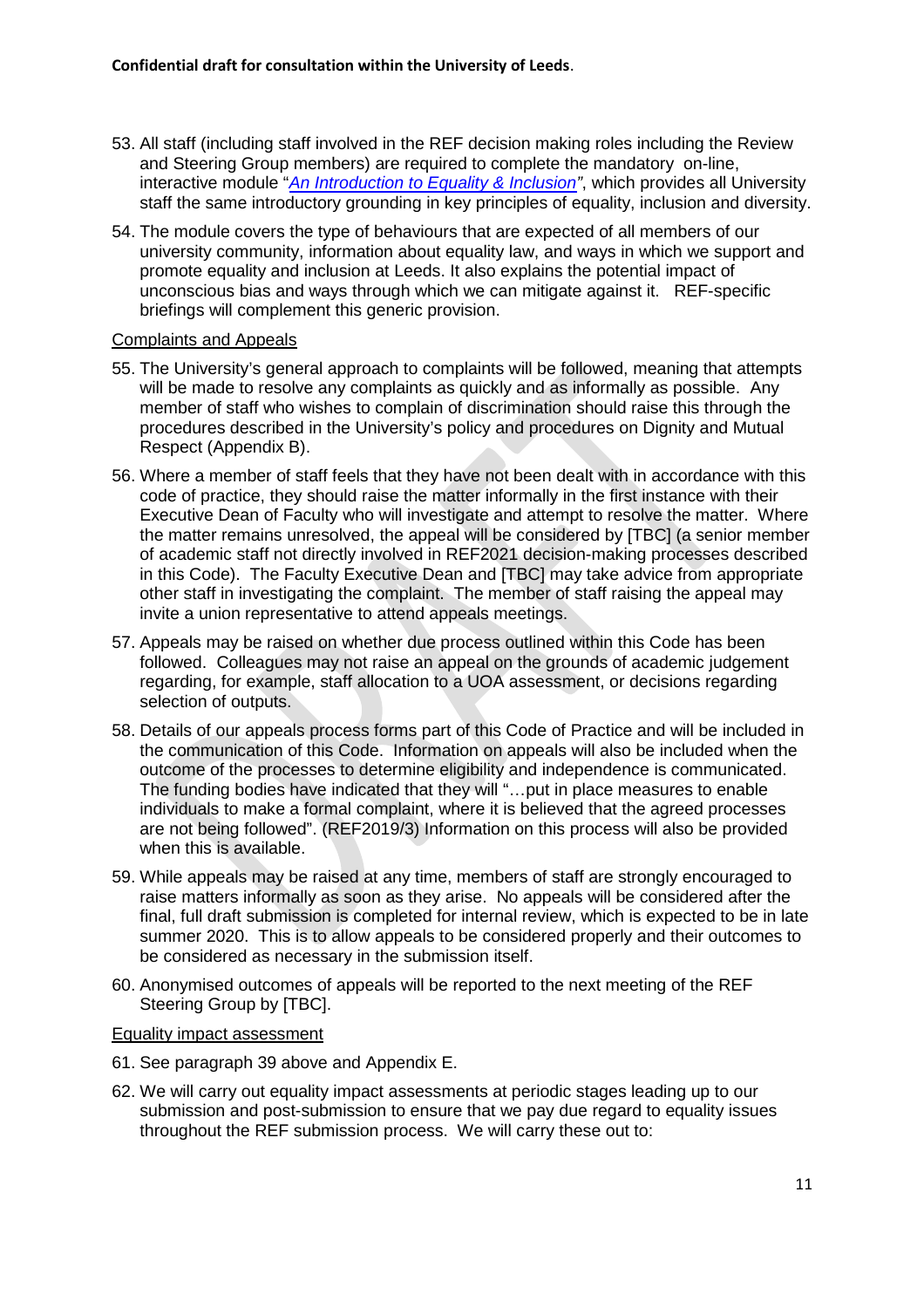53. All staff (including staff involved in the REF decision making roles including the Review and Steering Group members) are required to complete the mandatory on-line, interactive module "*An Introduction to Equality & Inclusion*", which provides all University staff the same introductory grounding in key principles of equality, inclusion and diversity.

54. The module covers the type of behaviours that are expected of all members of our university community, information about equality law, and ways in which we support and promote equality and inclusion at Leeds. It also explains the potential impact of unconscious bias and ways through which we can mitigate against it. REF-specific briefings will complement this generic provision.

Complaints and Appeals

55. The University's general approach to complaints will be followed, meaning that attempts will be made to resolve any complaints as quickly and as informally as possible. Any member of staff who wishes to complain of discrimination should raise this through the procedures described in the University's policy and procedures on Dignity and Mutual Respect (Appendix B).

56. Where a member of staff feels that they have not been dealt with in accordance with this code of practice, they should raise the matter informally in the first instance with their Executive Dean of Faculty who will investigate and attempt to resolve the matter. Where the matter remains unresolved, the appeal will be considered by [TBC] (a senior member of academic staff not directly involved in REF2021 decision-making processes described in this Code). The Faculty Executive Dean and [TBC] may take advice from appropriate other staff in investigating the complaint. The member of staff raising the appeal may invite a union representative to attend appeals meetings.

57. Appeals may be raised on whether due process outlined within this Code has been followed. Colleagues may not raise an appeal on the grounds of academic judgement regarding, for example, staff allocation to a UOA assessment, or decisions regarding selection of outputs.

58. Details of our appeals process forms part of this Code of Practice and will be included in the communication of this Code. Information on appeals will also be included when the outcome of the processes to determine eligibility and independence is communicated. The funding bodies have indicated that they will "…put in place measures to enable individuals to make a formal complaint, where it is believed that the agreed processes are not being followed". (REF2019/3) Information on this process will also be provided when this is available.

59. While appeals may be raised at any time, members of staff are strongly encouraged to raise matters informally as soon as they arise. No appeals will be considered after the final, full draft submission is completed for internal review, which is expected to be in late summer 2020. This is to allow appeals to be considered properly and their outcomes to be considered as necessary in the submission itself.

60. Anonymised outcomes of appeals will be reported to the next meeting of the REF Steering Group by [TBC].

Equality impact assessment

61. See paragraph 39 above and Appendix E.

62. We will carry out equality impact assessments at periodic stages leading up to our submission and post-submission to ensure that we pay due regard to equality issues throughout the REF submission process. We will carry these out to: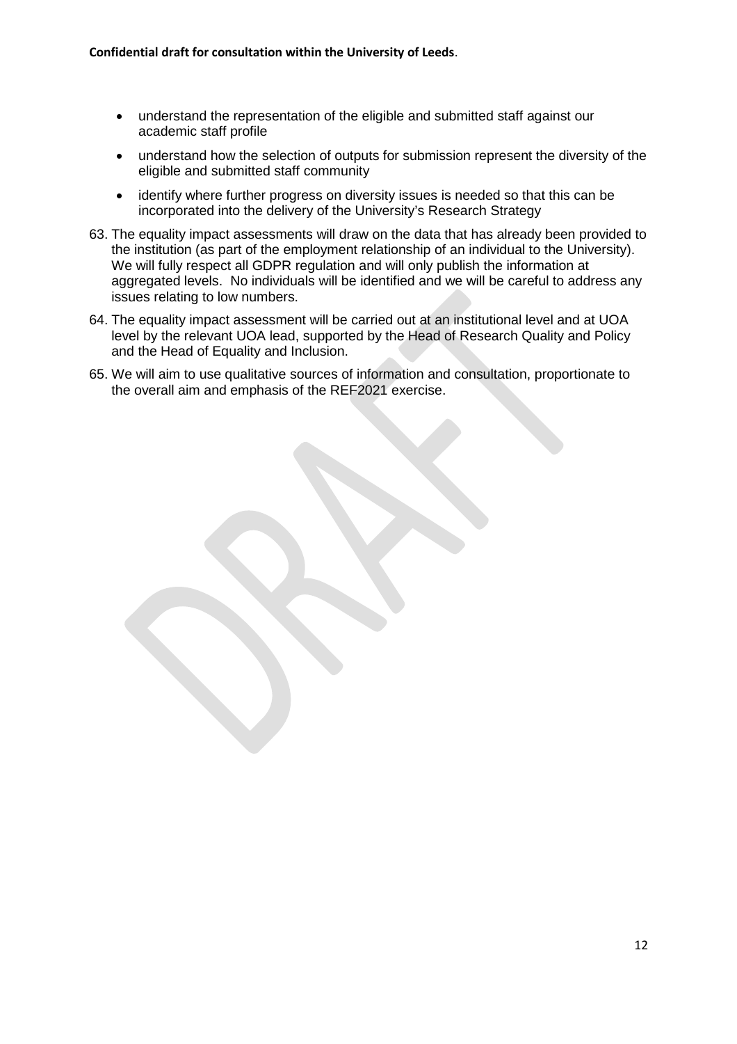- understand the representation of the eligible and submitted staff against our academic staff profile
- understand how the selection of outputs for submission represent the diversity of the eligible and submitted staff community
- identify where further progress on diversity issues is needed so that this can be incorporated into the delivery of the University's Research Strategy

63. The equality impact assessments will draw on the data that has already been provided to the institution (as part of the employment relationship of an individual to the University). We will fully respect all GDPR regulation and will only publish the information at aggregated levels. No individuals will be identified and we will be careful to address any issues relating to low numbers.

64. The equality impact assessment will be carried out at an institutional level and at UOA level by the relevant UOA lead, supported by the Head of Research Quality and Policy and the Head of Equality and Inclusion.

65. We will aim to use qualitative sources of information and consultation, proportionate to the overall aim and emphasis of the REF2021 exercise.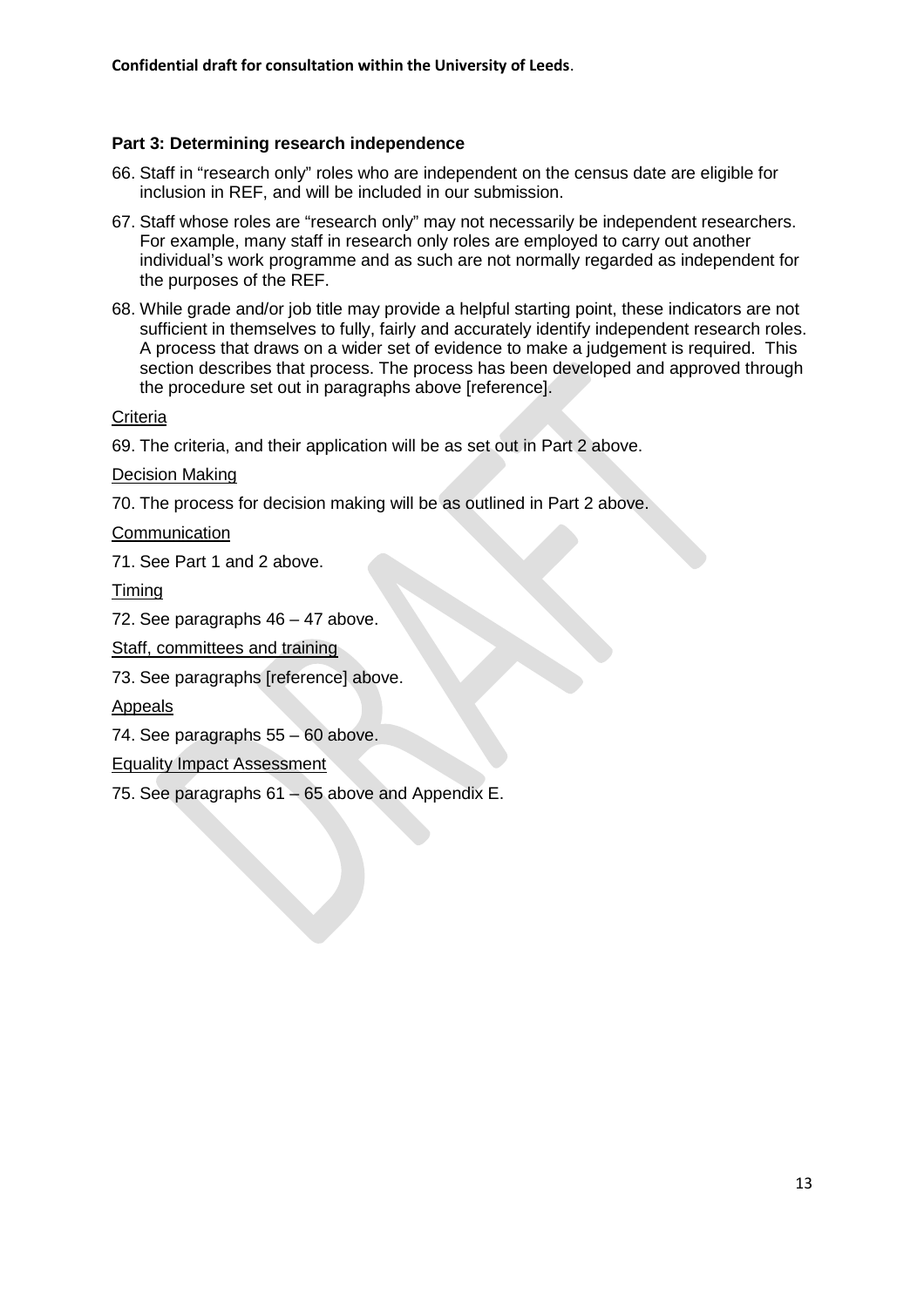**Part 3: Determining research independence**

66. Staff in "research only" roles who are independent on the census date are eligible for inclusion in REF, and will be included in our submission.

67. Staff whose roles are "research only" may not necessarily be independent researchers. For example, many staff in research only roles are employed to carry out another individual's work programme and as such are not normally regarded as independent for the purposes of the REF.

68. While grade and/or job title may provide a helpful starting point, these indicators are not sufficient in themselves to fully, fairly and accurately identify independent research roles. A process that draws on a wider set of evidence to make a judgement is required. This section describes that process. The process has been developed and approved through the procedure set out in paragraphs above [reference].

<u>Criteria</u>

69. The criteria, and their application will be as set out in Part 2 above.

<u>Decision Making</u>

70. The process for decision making will be as outlined in Part 2 above.

<u>Communication</u>

71. See Part 1 and 2 above.

<u>Timing</u>

72. See paragraphs 46 – 47 above.

<u>Staff, committees and training</u>

73. See paragraphs [reference] above.

<u>Appeals</u>

74. See paragraphs 55 – 60 above.

<u>Equality Impact Assessment</u>

75. See paragraphs 61 – 65 above and Appendix E.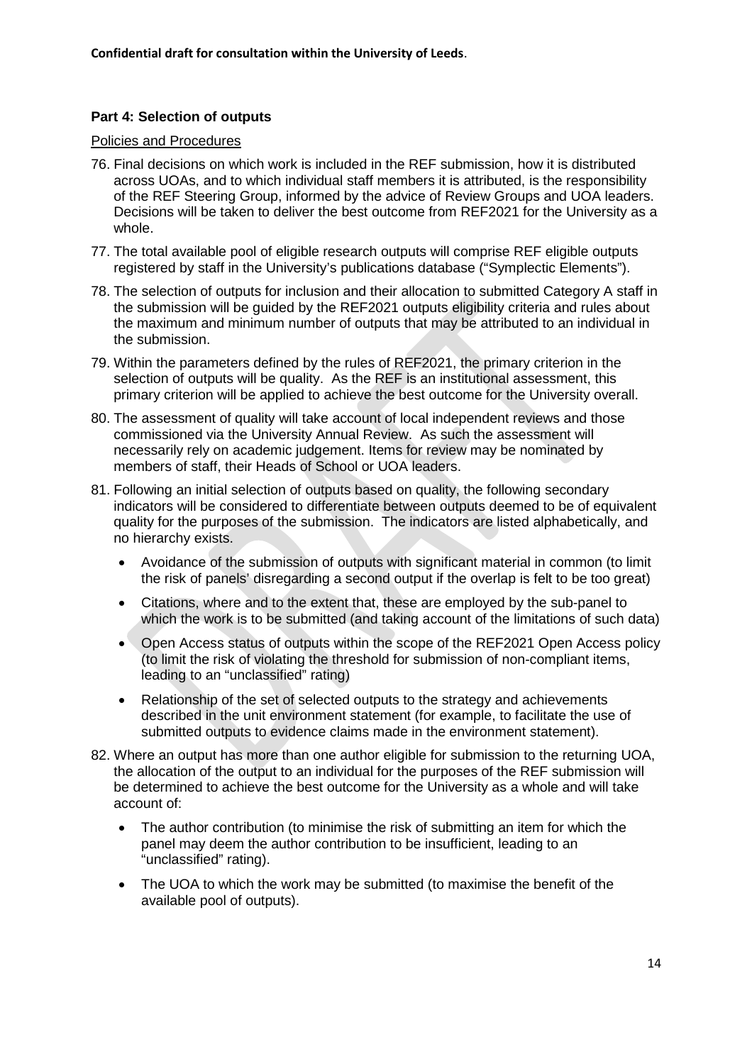**Part 4: Selection of outputs**

Policies and Procedures

76. Final decisions on which work is included in the REF submission, how it is distributed across UOAs, and to which individual staff members it is attributed, is the responsibility of the REF Steering Group, informed by the advice of Review Groups and UOA leaders. Decisions will be taken to deliver the best outcome from REF2021 for the University as a whole.
77. The total available pool of eligible research outputs will comprise REF eligible outputs registered by staff in the University's publications database ("Symplectic Elements").
78. The selection of outputs for inclusion and their allocation to submitted Category A staff in the submission will be guided by the REF2021 outputs eligibility criteria and rules about the maximum and minimum number of outputs that may be attributed to an individual in the submission.
79. Within the parameters defined by the rules of REF2021, the primary criterion in the selection of outputs will be quality. As the REF is an institutional assessment, this primary criterion will be applied to achieve the best outcome for the University overall.
80. The assessment of quality will take account of local independent reviews and those commissioned via the University Annual Review. As such the assessment will necessarily rely on academic judgement. Items for review may be nominated by members of staff, their Heads of School or UOA leaders.
81. Following an initial selection of outputs based on quality, the following secondary indicators will be considered to differentiate between outputs deemed to be of equivalent quality for the purposes of the submission. The indicators are listed alphabetically, and no hierarchy exists.
    - Avoidance of the submission of outputs with significant material in common (to limit the risk of panels' disregarding a second output if the overlap is felt to be too great)
    - Citations, where and to the extent that, these are employed by the sub-panel to which the work is to be submitted (and taking account of the limitations of such data)
    - Open Access status of outputs within the scope of the REF2021 Open Access policy (to limit the risk of violating the threshold for submission of non-compliant items, leading to an "unclassified" rating)
    - Relationship of the set of selected outputs to the strategy and achievements described in the unit environment statement (for example, to facilitate the use of submitted outputs to evidence claims made in the environment statement).
82. Where an output has more than one author eligible for submission to the returning UOA, the allocation of the output to an individual for the purposes of the REF submission will be determined to achieve the best outcome for the University as a whole and will take account of:
    - The author contribution (to minimise the risk of submitting an item for which the panel may deem the author contribution to be insufficient, leading to an "unclassified" rating).
    - The UOA to which the work may be submitted (to maximise the benefit of the available pool of outputs).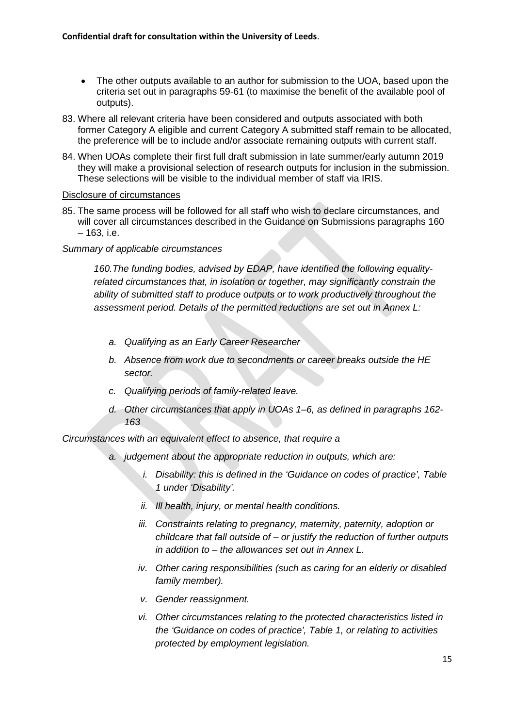- The other outputs available to an author for submission to the UOA, based upon the criteria set out in paragraphs 59-61 (to maximise the benefit of the available pool of outputs).

83. Where all relevant criteria have been considered and outputs associated with both former Category A eligible and current Category A submitted staff remain to be allocated, the preference will be to include and/or associate remaining outputs with current staff.

84. When UOAs complete their first full draft submission in late summer/early autumn 2019 they will make a provisional selection of research outputs for inclusion in the submission. These selections will be visible to the individual member of staff via IRIS.

Disclosure of circumstances

85. The same process will be followed for all staff who wish to declare circumstances, and will cover all circumstances described in the Guidance on Submissions paragraphs 160 – 163, i.e.

*Summary of applicable circumstances*

> *160.The funding bodies, advised by EDAP, have identified the following equality-related circumstances that, in isolation or together, may significantly constrain the ability of submitted staff to produce outputs or to work productively throughout the assessment period. Details of the permitted reductions are set out in Annex L:*
>
> *a. Qualifying as an Early Career Researcher*
>
> *b. Absence from work due to secondments or career breaks outside the HE sector.*
>
> *c. Qualifying periods of family-related leave.*
>
> *d. Other circumstances that apply in UOAs 1–6, as defined in paragraphs 162-163*

*Circumstances with an equivalent effect to absence, that require a*

> *a. judgement about the appropriate reduction in outputs, which are:*
>
> *i. Disability: this is defined in the 'Guidance on codes of practice', Table 1 under 'Disability'.*
>
> *ii. Ill health, injury, or mental health conditions.*
>
> *iii. Constraints relating to pregnancy, maternity, paternity, adoption or childcare that fall outside of – or justify the reduction of further outputs in addition to – the allowances set out in Annex L.*
>
> *iv. Other caring responsibilities (such as caring for an elderly or disabled family member).*
>
> *v. Gender reassignment.*
>
> *vi. Other circumstances relating to the protected characteristics listed in the 'Guidance on codes of practice', Table 1, or relating to activities protected by employment legislation.*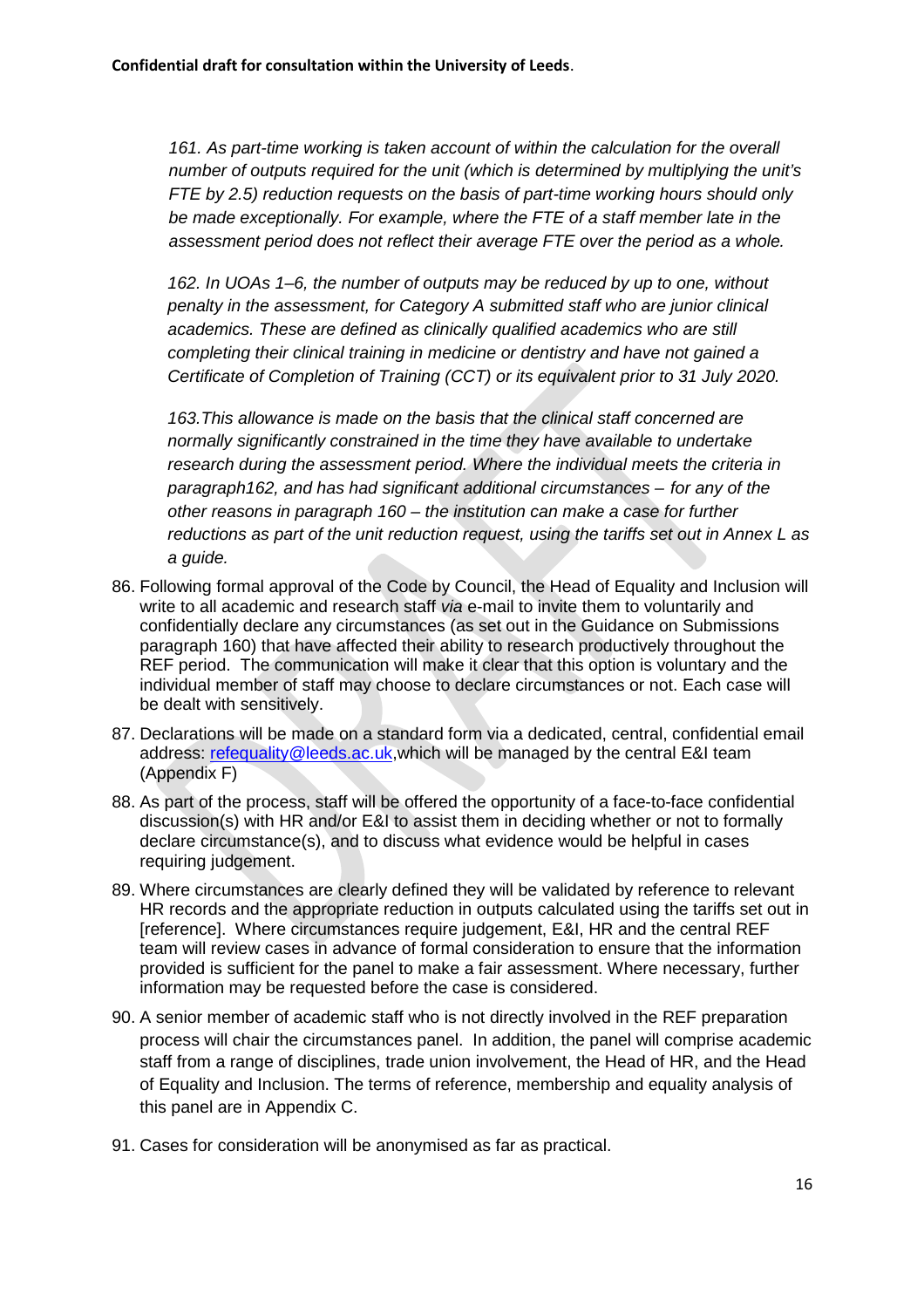*161. As part-time working is taken account of within the calculation for the overall number of outputs required for the unit (which is determined by multiplying the unit's FTE by 2.5) reduction requests on the basis of part-time working hours should only be made exceptionally. For example, where the FTE of a staff member late in the assessment period does not reflect their average FTE over the period as a whole.*

*162. In UOAs 1–6, the number of outputs may be reduced by up to one, without penalty in the assessment, for Category A submitted staff who are junior clinical academics. These are defined as clinically qualified academics who are still completing their clinical training in medicine or dentistry and have not gained a Certificate of Completion of Training (CCT) or its equivalent prior to 31 July 2020.*

*163.This allowance is made on the basis that the clinical staff concerned are normally significantly constrained in the time they have available to undertake research during the assessment period. Where the individual meets the criteria in paragraph162, and has had significant additional circumstances – for any of the other reasons in paragraph 160 – the institution can make a case for further reductions as part of the unit reduction request, using the tariffs set out in Annex L as a guide.*

86. Following formal approval of the Code by Council, the Head of Equality and Inclusion will write to all academic and research staff *via* e-mail to invite them to voluntarily and confidentially declare any circumstances (as set out in the Guidance on Submissions paragraph 160) that have affected their ability to research productively throughout the REF period. The communication will make it clear that this option is voluntary and the individual member of staff may choose to declare circumstances or not. Each case will be dealt with sensitively.
87. Declarations will be made on a standard form via a dedicated, central, confidential email address: refequality@leeds.ac.uk,which will be managed by the central E&I team (Appendix F)
88. As part of the process, staff will be offered the opportunity of a face-to-face confidential discussion(s) with HR and/or E&I to assist them in deciding whether or not to formally declare circumstance(s), and to discuss what evidence would be helpful in cases requiring judgement.
89. Where circumstances are clearly defined they will be validated by reference to relevant HR records and the appropriate reduction in outputs calculated using the tariffs set out in [reference]. Where circumstances require judgement, E&I, HR and the central REF team will review cases in advance of formal consideration to ensure that the information provided is sufficient for the panel to make a fair assessment. Where necessary, further information may be requested before the case is considered.
90. A senior member of academic staff who is not directly involved in the REF preparation process will chair the circumstances panel. In addition, the panel will comprise academic staff from a range of disciplines, trade union involvement, the Head of HR, and the Head of Equality and Inclusion. The terms of reference, membership and equality analysis of this panel are in Appendix C.
91. Cases for consideration will be anonymised as far as practical.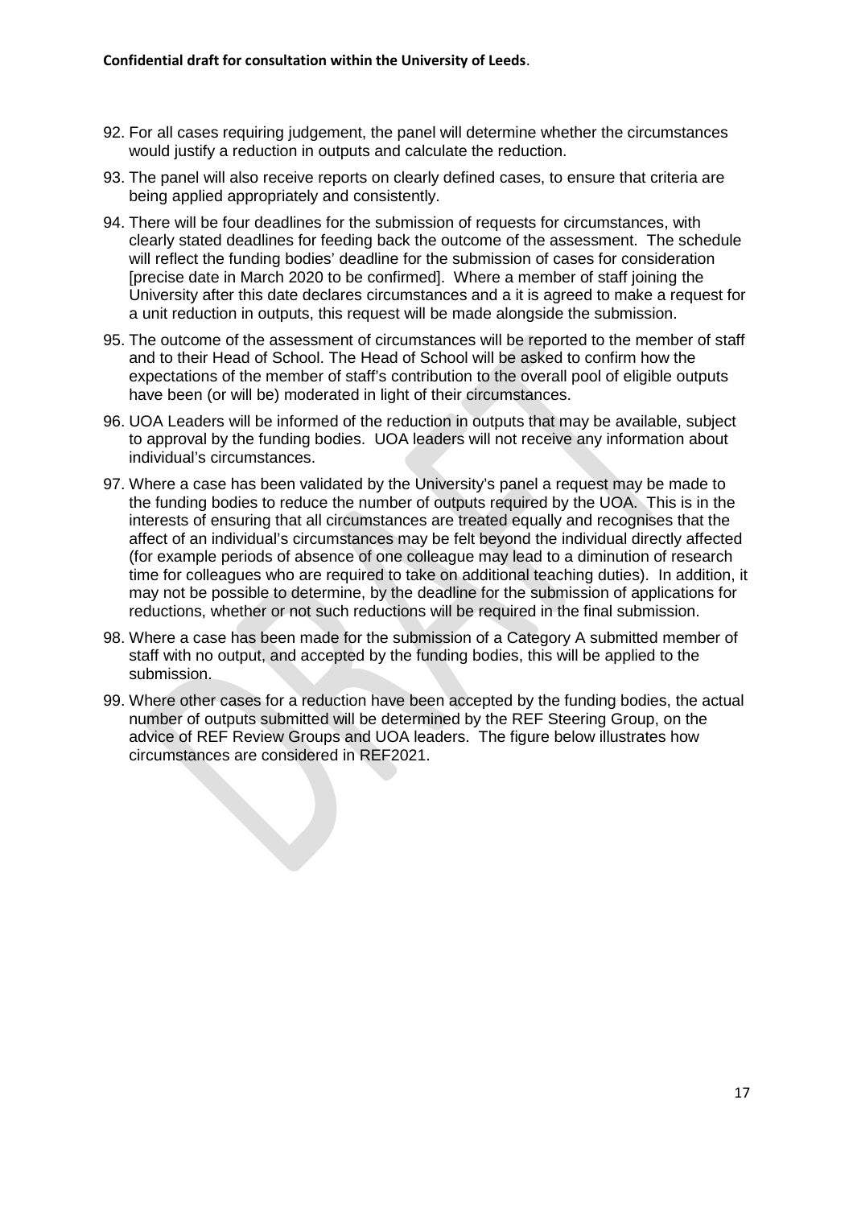92. For all cases requiring judgement, the panel will determine whether the circumstances would justify a reduction in outputs and calculate the reduction.
93. The panel will also receive reports on clearly defined cases, to ensure that criteria are being applied appropriately and consistently.
94. There will be four deadlines for the submission of requests for circumstances, with clearly stated deadlines for feeding back the outcome of the assessment. The schedule will reflect the funding bodies' deadline for the submission of cases for consideration [precise date in March 2020 to be confirmed]. Where a member of staff joining the University after this date declares circumstances and a it is agreed to make a request for a unit reduction in outputs, this request will be made alongside the submission.
95. The outcome of the assessment of circumstances will be reported to the member of staff and to their Head of School. The Head of School will be asked to confirm how the expectations of the member of staff's contribution to the overall pool of eligible outputs have been (or will be) moderated in light of their circumstances.
96. UOA Leaders will be informed of the reduction in outputs that may be available, subject to approval by the funding bodies. UOA leaders will not receive any information about individual's circumstances.
97. Where a case has been validated by the University's panel a request may be made to the funding bodies to reduce the number of outputs required by the UOA. This is in the interests of ensuring that all circumstances are treated equally and recognises that the affect of an individual's circumstances may be felt beyond the individual directly affected (for example periods of absence of one colleague may lead to a diminution of research time for colleagues who are required to take on additional teaching duties). In addition, it may not be possible to determine, by the deadline for the submission of applications for reductions, whether or not such reductions will be required in the final submission.
98. Where a case has been made for the submission of a Category A submitted member of staff with no output, and accepted by the funding bodies, this will be applied to the submission.
99. Where other cases for a reduction have been accepted by the funding bodies, the actual number of outputs submitted will be determined by the REF Steering Group, on the advice of REF Review Groups and UOA leaders. The figure below illustrates how circumstances are considered in REF2021.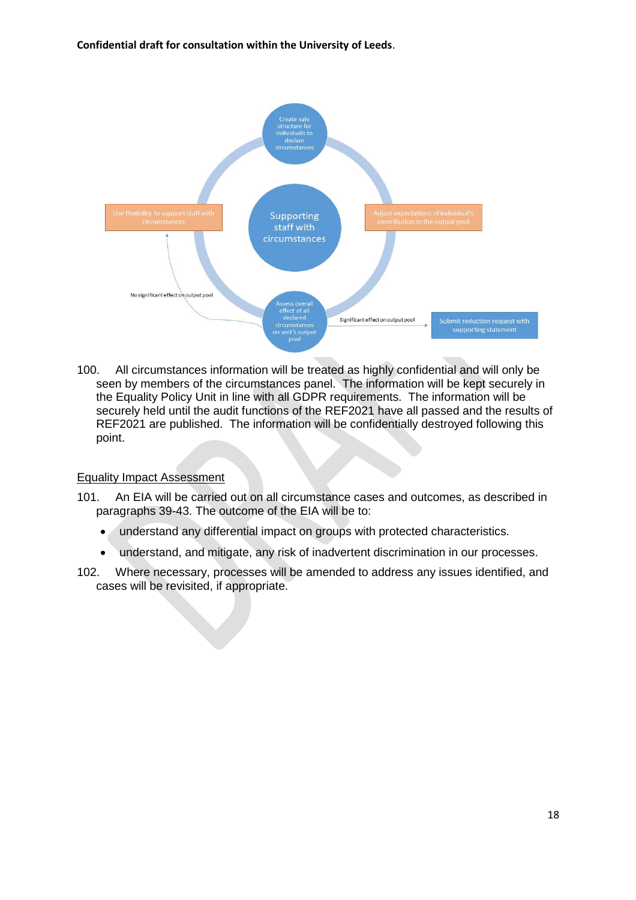Create safe structure for individuals to declare circumstances

Supporting staff with circumstances

Use flexibility to support staff with circumstances

Adjust expectations of individual's contribution to the output pool

Assess overall effect of all declared circumstances on unit's output pool

No significant effect on output pool

Significant effect on output pool

Submit reduction request with supporting statement

100. All circumstances information will be treated as highly confidential and will only be seen by members of the circumstances panel. The information will be kept securely in the Equality Policy Unit in line with all GDPR requirements. The information will be securely held until the audit functions of the REF2021 have all passed and the results of REF2021 are published. The information will be confidentially destroyed following this point.

Equality Impact Assessment

101. An EIA will be carried out on all circumstance cases and outcomes, as described in paragraphs 39-43. The outcome of the EIA will be to:

- understand any differential impact on groups with protected characteristics.
- understand, and mitigate, any risk of inadvertent discrimination in our processes.

102. Where necessary, processes will be amended to address any issues identified, and cases will be revisited, if appropriate.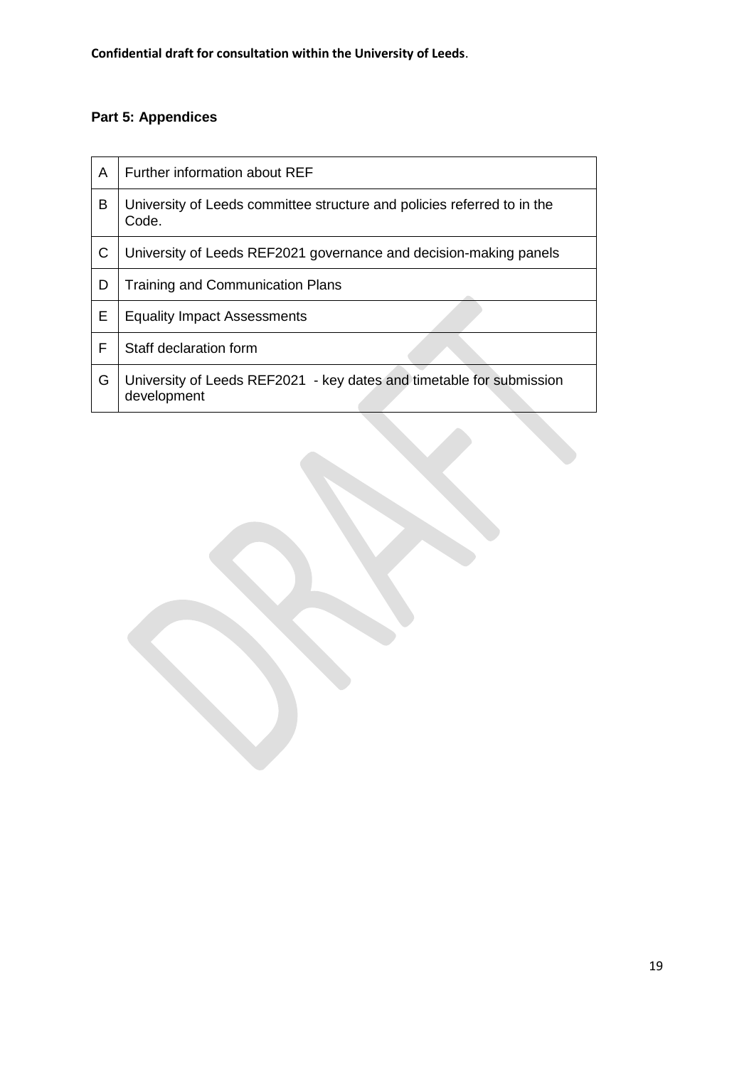## Part 5: Appendices

| | |
|---|---|
| A | Further information about REF |
| B | University of Leeds committee structure and policies referred to in the Code. |
| C | University of Leeds REF2021 governance and decision-making panels |
| D | Training and Communication Plans |
| E | Equality Impact Assessments |
| F | Staff declaration form |
| G | University of Leeds REF2021 - key dates and timetable for submission development |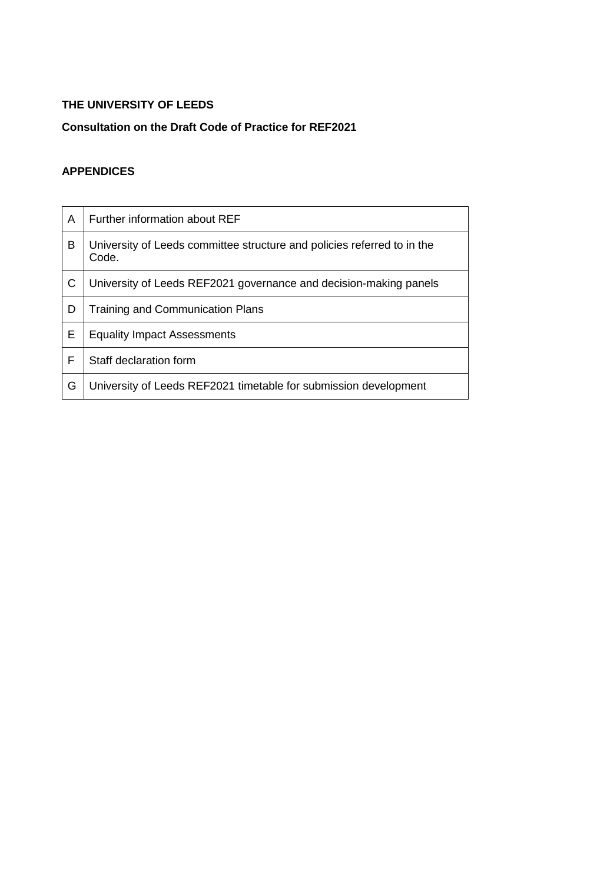**THE UNIVERSITY OF LEEDS**

**Consultation on the Draft Code of Practice for REF2021**

**APPENDICES**

| | |
|---|---|
| A | Further information about REF |
| B | University of Leeds committee structure and policies referred to in the Code. |
| C | University of Leeds REF2021 governance and decision-making panels |
| D | Training and Communication Plans |
| E | Equality Impact Assessments |
| F | Staff declaration form |
| G | University of Leeds REF2021 timetable for submission development |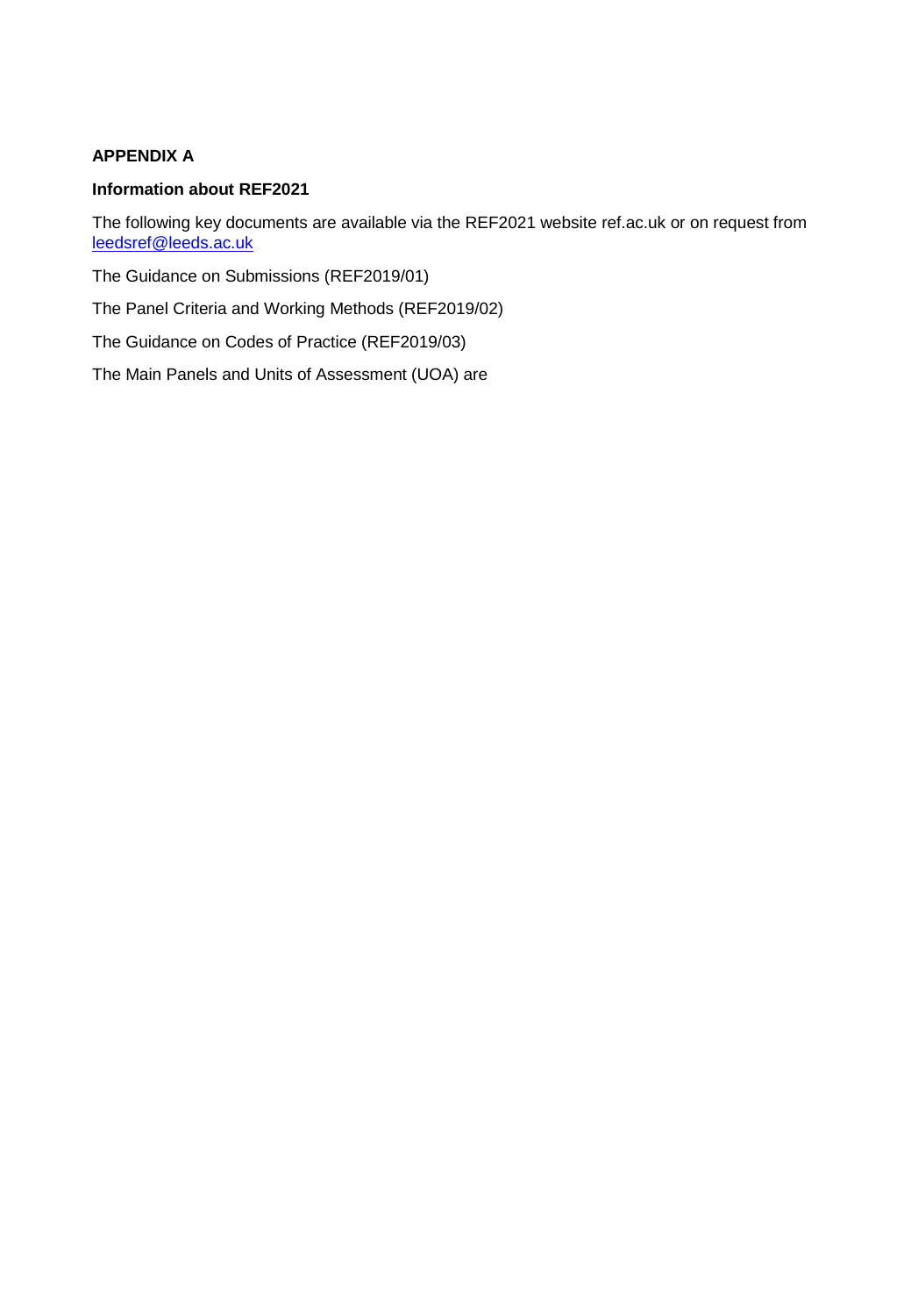**APPENDIX A**

**Information about REF2021**

The following key documents are available via the REF2021 website ref.ac.uk or on request from [leedsref@leeds.ac.uk](mailto:leedsref@leeds.ac.uk)

The Guidance on Submissions (REF2019/01)

The Panel Criteria and Working Methods (REF2019/02)

The Guidance on Codes of Practice (REF2019/03)

The Main Panels and Units of Assessment (UOA) are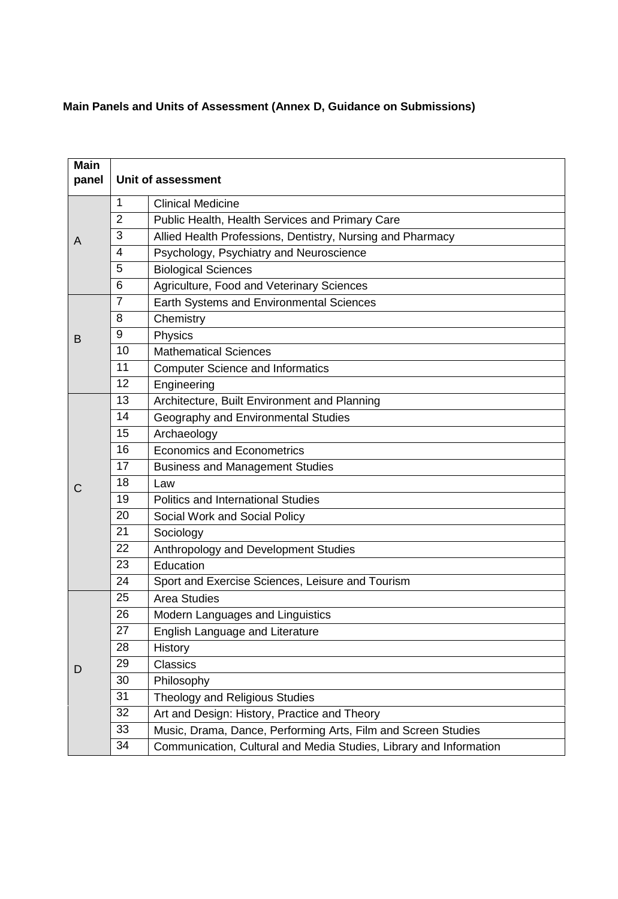**Main Panels and Units of Assessment (Annex D, Guidance on Submissions)**

| Main panel | Unit of assessment | |
|---|---|---|
| A | 1 | Clinical Medicine |
| | 2 | Public Health, Health Services and Primary Care |
| | 3 | Allied Health Professions, Dentistry, Nursing and Pharmacy |
| | 4 | Psychology, Psychiatry and Neuroscience |
| | 5 | Biological Sciences |
| | 6 | Agriculture, Food and Veterinary Sciences |
| B | 7 | Earth Systems and Environmental Sciences |
| | 8 | Chemistry |
| | 9 | Physics |
| | 10 | Mathematical Sciences |
| | 11 | Computer Science and Informatics |
| | 12 | Engineering |
| C | 13 | Architecture, Built Environment and Planning |
| | 14 | Geography and Environmental Studies |
| | 15 | Archaeology |
| | 16 | Economics and Econometrics |
| | 17 | Business and Management Studies |
| | 18 | Law |
| | 19 | Politics and International Studies |
| | 20 | Social Work and Social Policy |
| | 21 | Sociology |
| | 22 | Anthropology and Development Studies |
| | 23 | Education |
| | 24 | Sport and Exercise Sciences, Leisure and Tourism |
| D | 25 | Area Studies |
| | 26 | Modern Languages and Linguistics |
| | 27 | English Language and Literature |
| | 28 | History |
| | 29 | Classics |
| | 30 | Philosophy |
| | 31 | Theology and Religious Studies |
| | 32 | Art and Design: History, Practice and Theory |
| | 33 | Music, Drama, Dance, Performing Arts, Film and Screen Studies |
| | 34 | Communication, Cultural and Media Studies, Library and Information |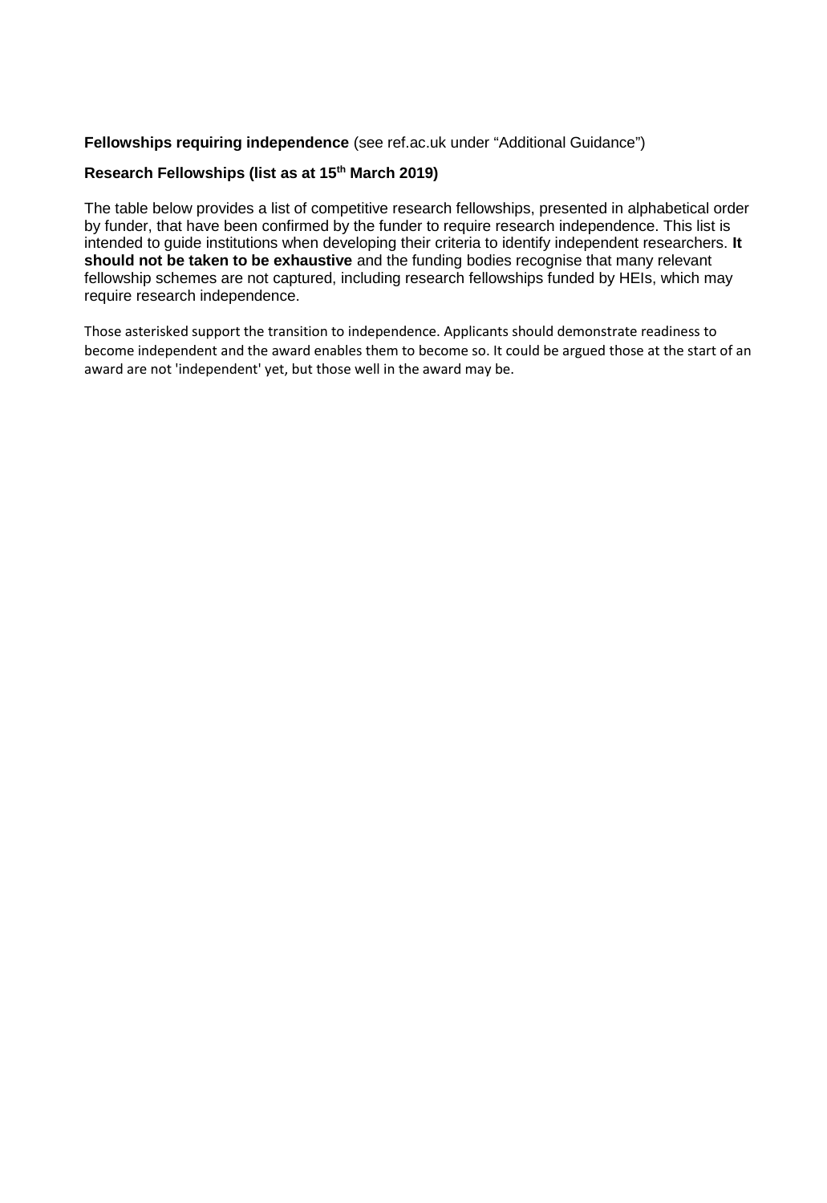**Fellowships requiring independence** (see ref.ac.uk under "Additional Guidance")

**Research Fellowships (list as at 15th March 2019)**

The table below provides a list of competitive research fellowships, presented in alphabetical order by funder, that have been confirmed by the funder to require research independence. This list is intended to guide institutions when developing their criteria to identify independent researchers. **It should not be taken to be exhaustive** and the funding bodies recognise that many relevant fellowship schemes are not captured, including research fellowships funded by HEIs, which may require research independence.

Those asterisked support the transition to independence. Applicants should demonstrate readiness to become independent and the award enables them to become so. It could be argued those at the start of an award are not 'independent' yet, but those well in the award may be.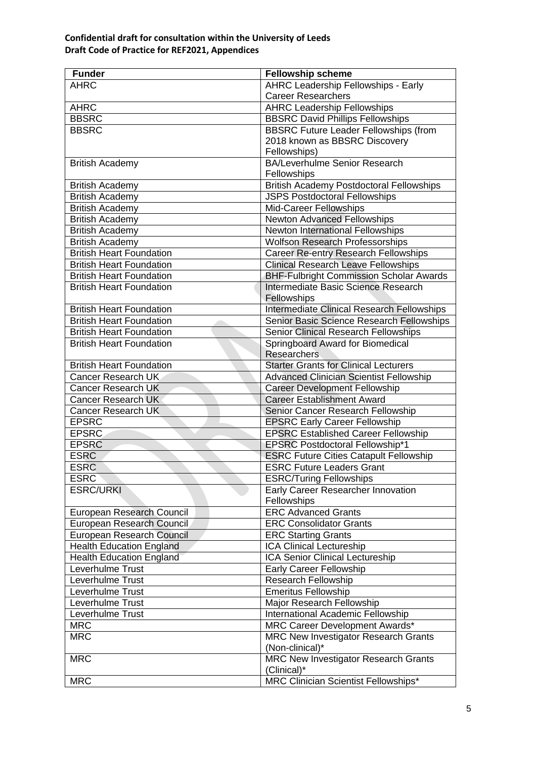**Confidential draft for consultation within the University of Leeds**
**Draft Code of Practice for REF2021, Appendices**

| Funder | Fellowship scheme |
|---|---|
| AHRC | AHRC Leadership Fellowships - Early Career Researchers |
| AHRC | AHRC Leadership Fellowships |
| BBSRC | BBSRC David Phillips Fellowships |
| BBSRC | BBSRC Future Leader Fellowships (from 2018 known as BBSRC Discovery Fellowships) |
| British Academy | BA/Leverhulme Senior Research Fellowships |
| British Academy | British Academy Postdoctoral Fellowships |
| British Academy | JSPS Postdoctoral Fellowships |
| British Academy | Mid-Career Fellowships |
| British Academy | Newton Advanced Fellowships |
| British Academy | Newton International Fellowships |
| British Academy | Wolfson Research Professorships |
| British Heart Foundation | Career Re-entry Research Fellowships |
| British Heart Foundation | Clinical Research Leave Fellowships |
| British Heart Foundation | BHF-Fulbright Commission Scholar Awards |
| British Heart Foundation | Intermediate Basic Science Research Fellowships |
| British Heart Foundation | Intermediate Clinical Research Fellowships |
| British Heart Foundation | Senior Basic Science Research Fellowships |
| British Heart Foundation | Senior Clinical Research Fellowships |
| British Heart Foundation | Springboard Award for Biomedical Researchers |
| British Heart Foundation | Starter Grants for Clinical Lecturers |
| Cancer Research UK | Advanced Clinician Scientist Fellowship |
| Cancer Research UK | Career Development Fellowship |
| Cancer Research UK | Career Establishment Award |
| Cancer Research UK | Senior Cancer Research Fellowship |
| EPSRC | EPSRC Early Career Fellowship |
| EPSRC | EPSRC Established Career Fellowship |
| EPSRC | EPSRC Postdoctoral Fellowship*1 |
| ESRC | ESRC Future Cities Catapult Fellowship |
| ESRC | ESRC Future Leaders Grant |
| ESRC | ESRC/Turing Fellowships |
| ESRC/URKI | Early Career Researcher Innovation Fellowships |
| European Research Council | ERC Advanced Grants |
| European Research Council | ERC Consolidator Grants |
| European Research Council | ERC Starting Grants |
| Health Education England | ICA Clinical Lectureship |
| Health Education England | ICA Senior Clinical Lectureship |
| Leverhulme Trust | Early Career Fellowship |
| Leverhulme Trust | Research Fellowship |
| Leverhulme Trust | Emeritus Fellowship |
| Leverhulme Trust | Major Research Fellowship |
| Leverhulme Trust | International Academic Fellowship |
| MRC | MRC Career Development Awards* |
| MRC | MRC New Investigator Research Grants (Non-clinical)* |
| MRC | MRC New Investigator Research Grants (Clinical)* |
| MRC | MRC Clinician Scientist Fellowships* |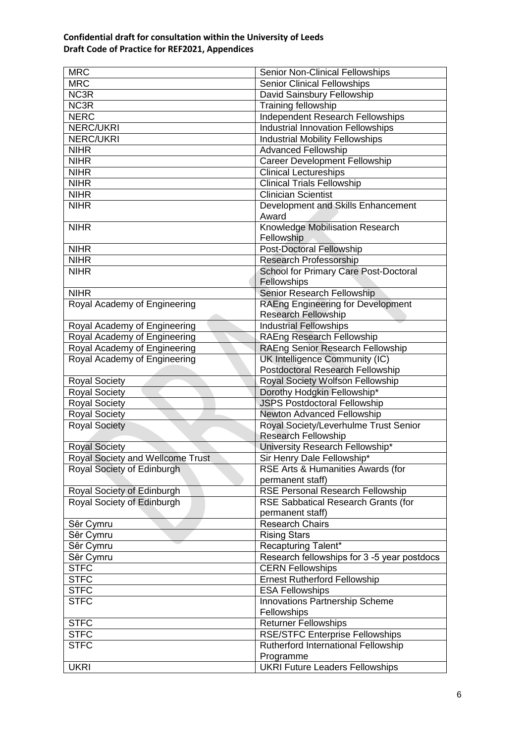| MRC | Senior Non-Clinical Fellowships |
|---|---|
| MRC | Senior Clinical Fellowships |
| NC3R | David Sainsbury Fellowship |
| NC3R | Training fellowship |
| NERC | Independent Research Fellowships |
| NERC/UKRI | Industrial Innovation Fellowships |
| NERC/UKRI | Industrial Mobility Fellowships |
| NIHR | Advanced Fellowship |
| NIHR | Career Development Fellowship |
| NIHR | Clinical Lectureships |
| NIHR | Clinical Trials Fellowship |
| NIHR | Clinician Scientist |
| NIHR | Development and Skills Enhancement Award |
| NIHR | Knowledge Mobilisation Research Fellowship |
| NIHR | Post-Doctoral Fellowship |
| NIHR | Research Professorship |
| NIHR | School for Primary Care Post-Doctoral Fellowships |
| NIHR | Senior Research Fellowship |
| Royal Academy of Engineering | RAEng Engineering for Development Research Fellowship |
| Royal Academy of Engineering | Industrial Fellowships |
| Royal Academy of Engineering | RAEng Research Fellowship |
| Royal Academy of Engineering | RAEng Senior Research Fellowship |
| Royal Academy of Engineering | UK Intelligence Community (IC) Postdoctoral Research Fellowship |
| Royal Society | Royal Society Wolfson Fellowship |
| Royal Society | Dorothy Hodgkin Fellowship* |
| Royal Society | JSPS Postdoctoral Fellowship |
| Royal Society | Newton Advanced Fellowship |
| Royal Society | Royal Society/Leverhulme Trust Senior Research Fellowship |
| Royal Society | University Research Fellowship* |
| Royal Society and Wellcome Trust | Sir Henry Dale Fellowship* |
| Royal Society of Edinburgh | RSE Arts & Humanities Awards (for permanent staff) |
| Royal Society of Edinburgh | RSE Personal Research Fellowship |
| Royal Society of Edinburgh | RSE Sabbatical Research Grants (for permanent staff) |
| Sêr Cymru | Research Chairs |
| Sêr Cymru | Rising Stars |
| Sêr Cymru | Recapturing Talent* |
| Sêr Cymru | Research fellowships for 3 -5 year postdocs |
| STFC | CERN Fellowships |
| STFC | Ernest Rutherford Fellowship |
| STFC | ESA Fellowships |
| STFC | Innovations Partnership Scheme Fellowships |
| STFC | Returner Fellowships |
| STFC | RSE/STFC Enterprise Fellowships |
| STFC | Rutherford International Fellowship Programme |
| UKRI | UKRI Future Leaders Fellowships |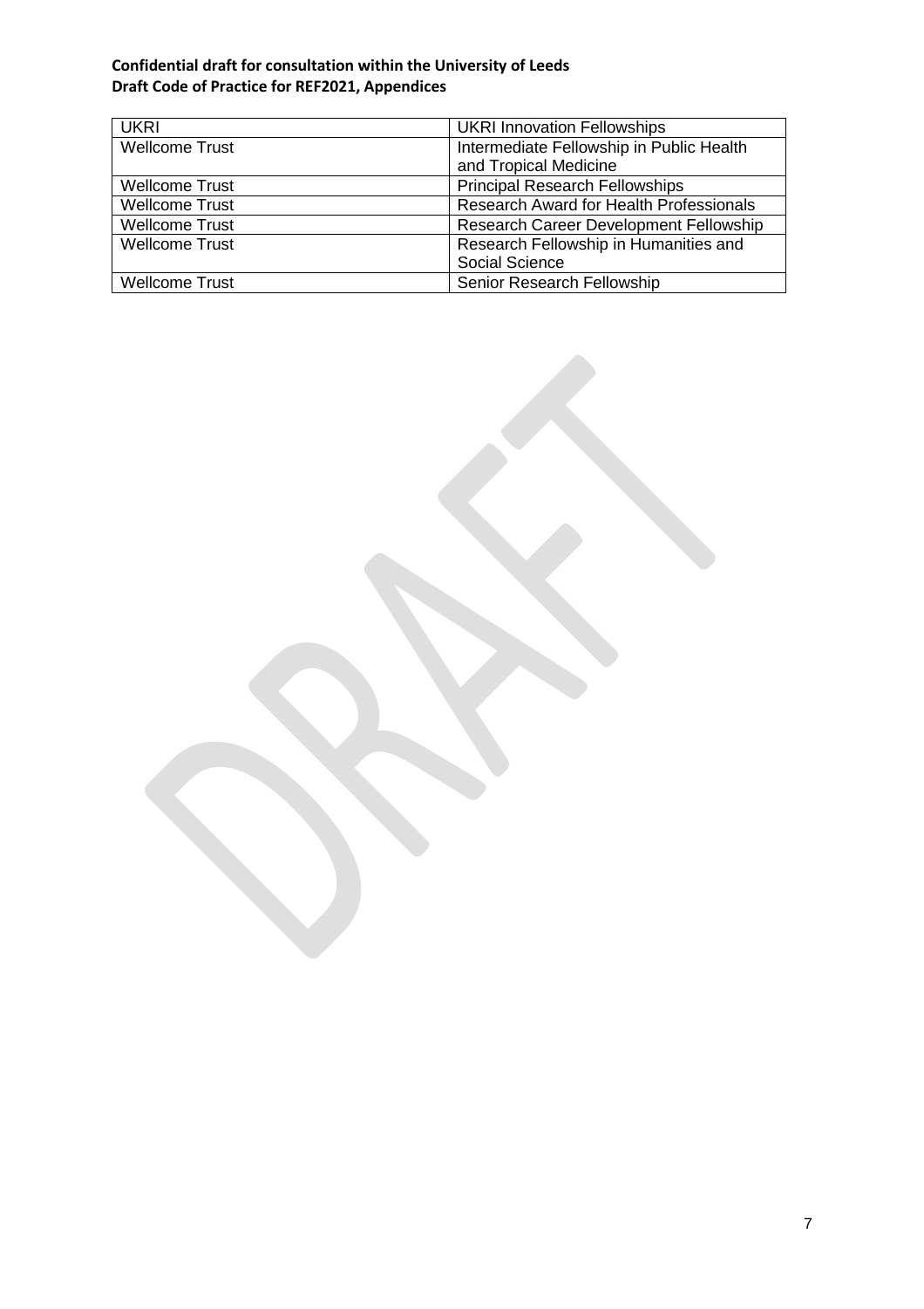| UKRI | UKRI Innovation Fellowships |
|---|---|
| Wellcome Trust | Intermediate Fellowship in Public Health and Tropical Medicine |
| Wellcome Trust | Principal Research Fellowships |
| Wellcome Trust | Research Award for Health Professionals |
| Wellcome Trust | Research Career Development Fellowship |
| Wellcome Trust | Research Fellowship in Humanities and Social Science |
| Wellcome Trust | Senior Research Fellowship |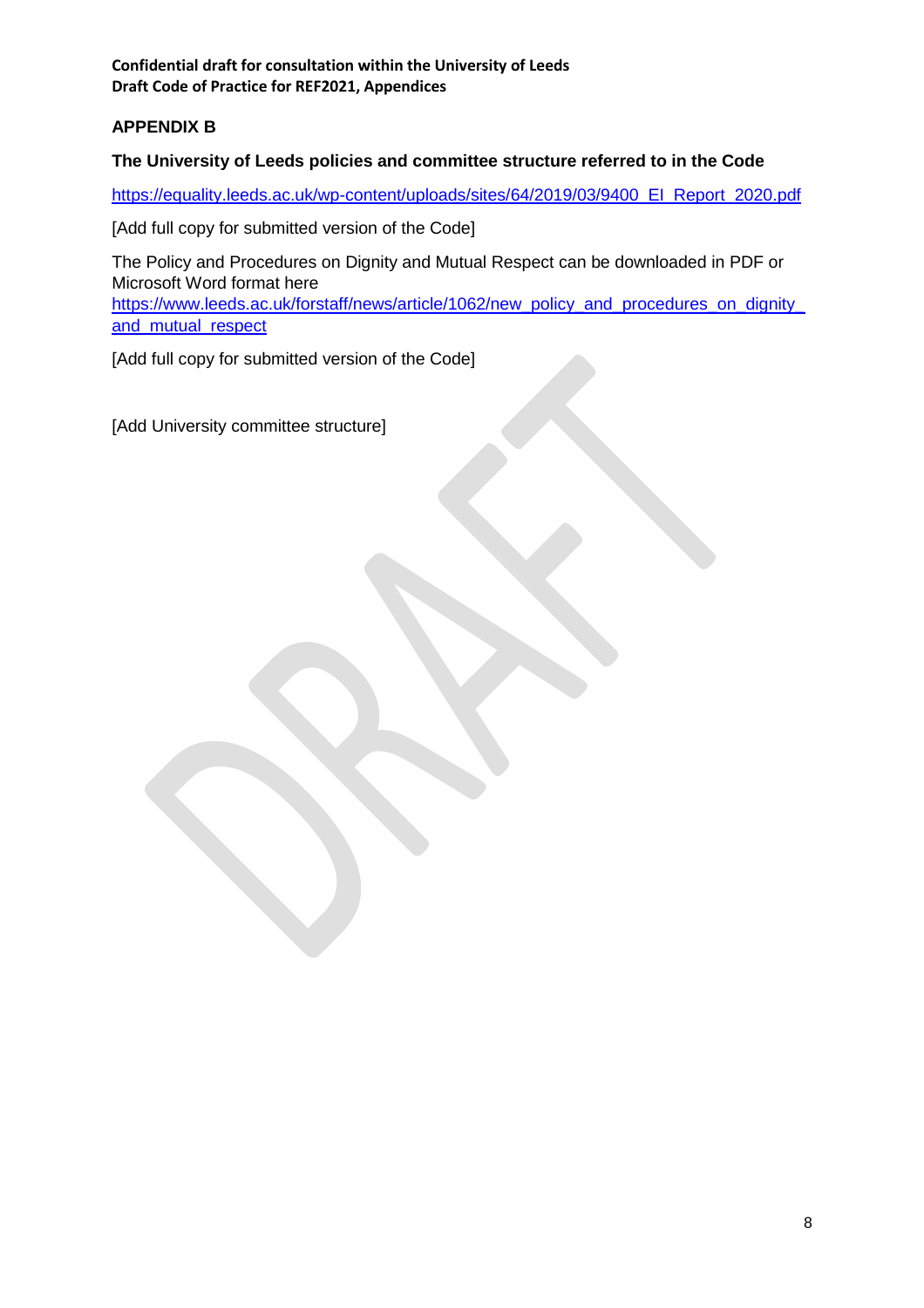## APPENDIX B

### The University of Leeds policies and committee structure referred to in the Code

https://equality.leeds.ac.uk/wp-content/uploads/sites/64/2019/03/9400_EI_Report_2020.pdf

[Add full copy for submitted version of the Code]

The Policy and Procedures on Dignity and Mutual Respect can be downloaded in PDF or Microsoft Word format here https://www.leeds.ac.uk/forstaff/news/article/1062/new_policy_and_procedures_on_dignity_and_mutual_respect

[Add full copy for submitted version of the Code]

[Add University committee structure]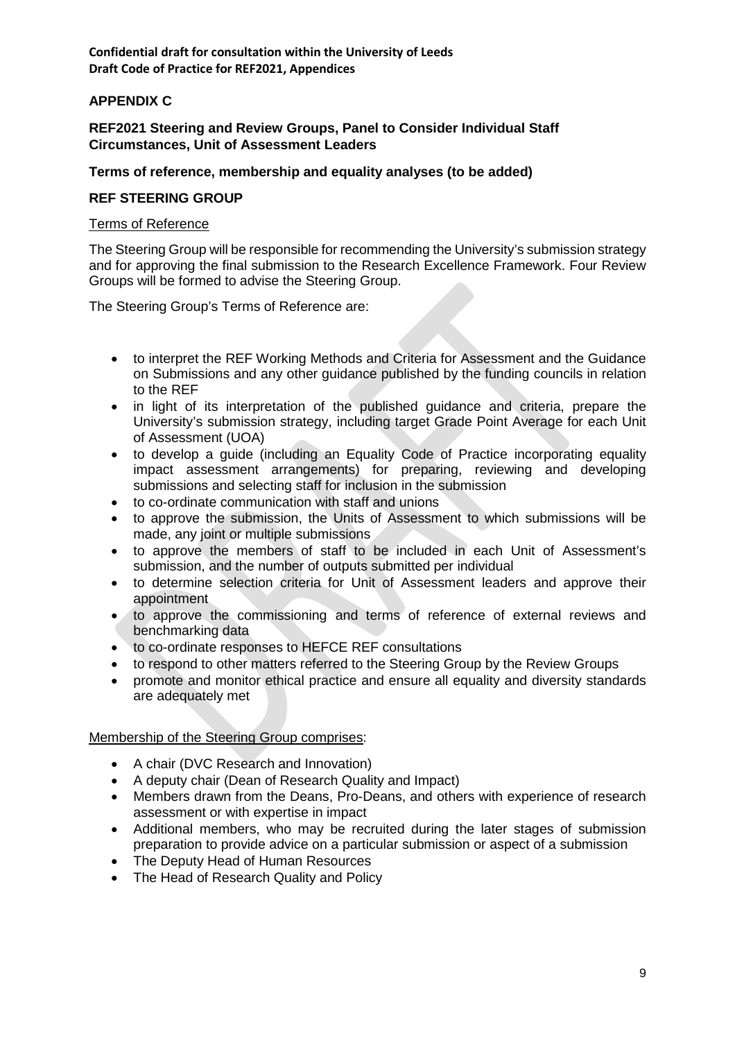## APPENDIX C

### REF2021 Steering and Review Groups, Panel to Consider Individual Staff Circumstances, Unit of Assessment Leaders

### Terms of reference, membership and equality analyses (to be added)

### REF STEERING GROUP

<u>Terms of Reference</u>

The Steering Group will be responsible for recommending the University's submission strategy and for approving the final submission to the Research Excellence Framework. Four Review Groups will be formed to advise the Steering Group.

The Steering Group's Terms of Reference are:

- to interpret the REF Working Methods and Criteria for Assessment and the Guidance on Submissions and any other guidance published by the funding councils in relation to the REF
- in light of its interpretation of the published guidance and criteria, prepare the University's submission strategy, including target Grade Point Average for each Unit of Assessment (UOA)
- to develop a guide (including an Equality Code of Practice incorporating equality impact assessment arrangements) for preparing, reviewing and developing submissions and selecting staff for inclusion in the submission
- to co-ordinate communication with staff and unions
- to approve the submission, the Units of Assessment to which submissions will be made, any joint or multiple submissions
- to approve the members of staff to be included in each Unit of Assessment's submission, and the number of outputs submitted per individual
- to determine selection criteria for Unit of Assessment leaders and approve their appointment
- to approve the commissioning and terms of reference of external reviews and benchmarking data
- to co-ordinate responses to HEFCE REF consultations
- to respond to other matters referred to the Steering Group by the Review Groups
- promote and monitor ethical practice and ensure all equality and diversity standards are adequately met

<u>Membership of the Steering Group comprises</u>:

- A chair (DVC Research and Innovation)
- A deputy chair (Dean of Research Quality and Impact)
- Members drawn from the Deans, Pro-Deans, and others with experience of research assessment or with expertise in impact
- Additional members, who may be recruited during the later stages of submission preparation to provide advice on a particular submission or aspect of a submission
- The Deputy Head of Human Resources
- The Head of Research Quality and Policy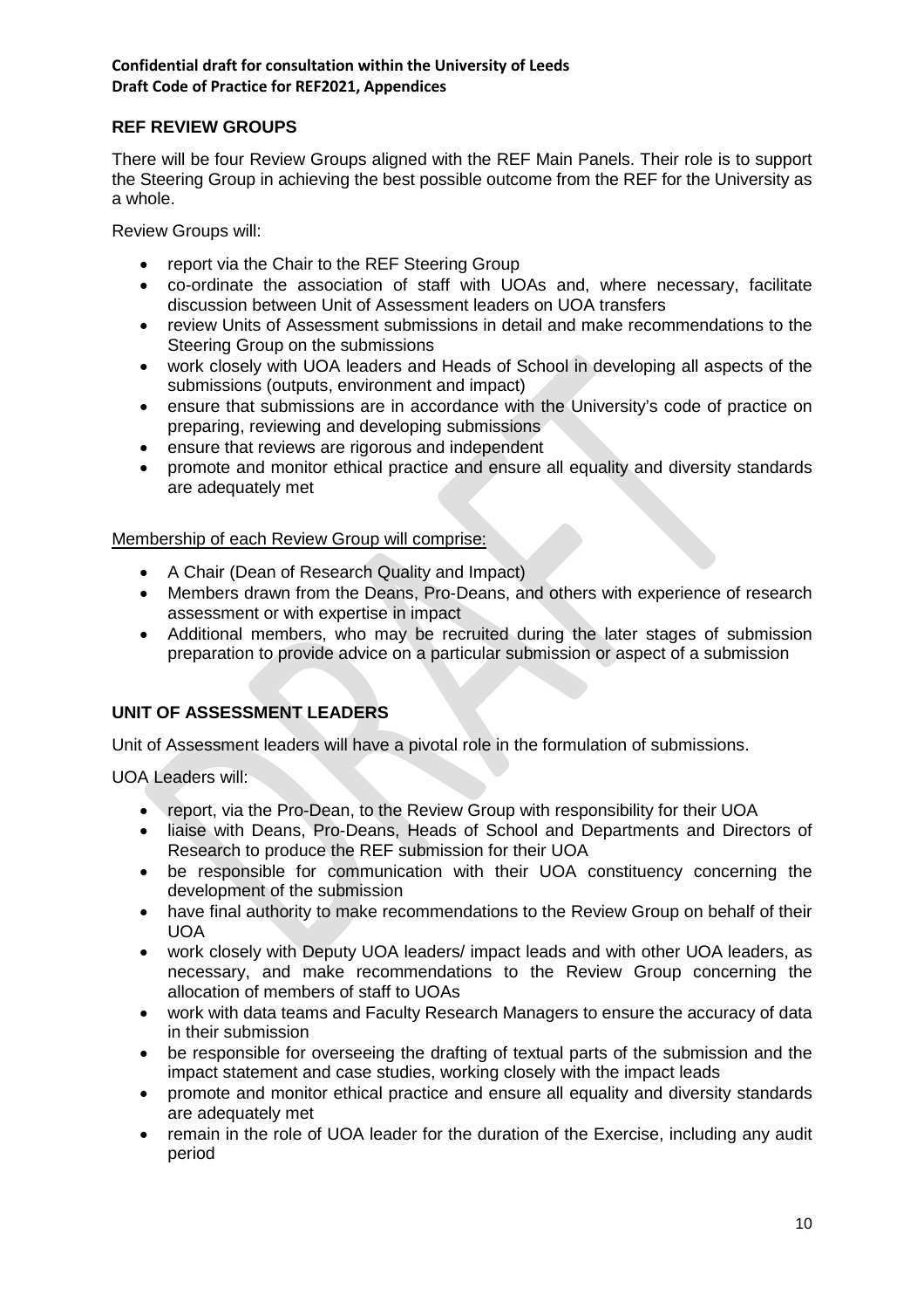## REF REVIEW GROUPS

There will be four Review Groups aligned with the REF Main Panels. Their role is to support the Steering Group in achieving the best possible outcome from the REF for the University as a whole.

Review Groups will:

- report via the Chair to the REF Steering Group
- co-ordinate the association of staff with UOAs and, where necessary, facilitate discussion between Unit of Assessment leaders on UOA transfers
- review Units of Assessment submissions in detail and make recommendations to the Steering Group on the submissions
- work closely with UOA leaders and Heads of School in developing all aspects of the submissions (outputs, environment and impact)
- ensure that submissions are in accordance with the University's code of practice on preparing, reviewing and developing submissions
- ensure that reviews are rigorous and independent
- promote and monitor ethical practice and ensure all equality and diversity standards are adequately met

Membership of each Review Group will comprise:

- A Chair (Dean of Research Quality and Impact)
- Members drawn from the Deans, Pro-Deans, and others with experience of research assessment or with expertise in impact
- Additional members, who may be recruited during the later stages of submission preparation to provide advice on a particular submission or aspect of a submission

## UNIT OF ASSESSMENT LEADERS

Unit of Assessment leaders will have a pivotal role in the formulation of submissions.

UOA Leaders will:

- report, via the Pro-Dean, to the Review Group with responsibility for their UOA
- liaise with Deans, Pro-Deans, Heads of School and Departments and Directors of Research to produce the REF submission for their UOA
- be responsible for communication with their UOA constituency concerning the development of the submission
- have final authority to make recommendations to the Review Group on behalf of their UOA
- work closely with Deputy UOA leaders/ impact leads and with other UOA leaders, as necessary, and make recommendations to the Review Group concerning the allocation of members of staff to UOAs
- work with data teams and Faculty Research Managers to ensure the accuracy of data in their submission
- be responsible for overseeing the drafting of textual parts of the submission and the impact statement and case studies, working closely with the impact leads
- promote and monitor ethical practice and ensure all equality and diversity standards are adequately met
- remain in the role of UOA leader for the duration of the Exercise, including any audit period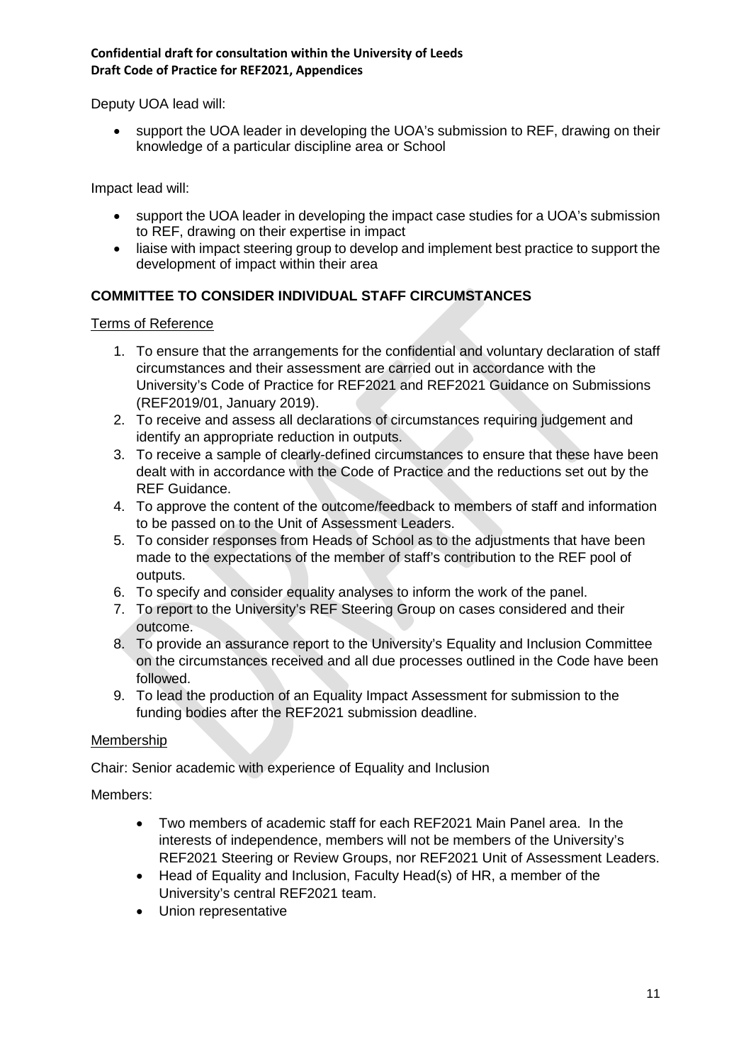Deputy UOA lead will:

- support the UOA leader in developing the UOA's submission to REF, drawing on their knowledge of a particular discipline area or School

Impact lead will:

- support the UOA leader in developing the impact case studies for a UOA's submission to REF, drawing on their expertise in impact
- liaise with impact steering group to develop and implement best practice to support the development of impact within their area

## COMMITTEE TO CONSIDER INDIVIDUAL STAFF CIRCUMSTANCES

Terms of Reference

1. To ensure that the arrangements for the confidential and voluntary declaration of staff circumstances and their assessment are carried out in accordance with the University's Code of Practice for REF2021 and REF2021 Guidance on Submissions (REF2019/01, January 2019).
2. To receive and assess all declarations of circumstances requiring judgement and identify an appropriate reduction in outputs.
3. To receive a sample of clearly-defined circumstances to ensure that these have been dealt with in accordance with the Code of Practice and the reductions set out by the REF Guidance.
4. To approve the content of the outcome/feedback to members of staff and information to be passed on to the Unit of Assessment Leaders.
5. To consider responses from Heads of School as to the adjustments that have been made to the expectations of the member of staff's contribution to the REF pool of outputs.
6. To specify and consider equality analyses to inform the work of the panel.
7. To report to the University's REF Steering Group on cases considered and their outcome.
8. To provide an assurance report to the University's Equality and Inclusion Committee on the circumstances received and all due processes outlined in the Code have been followed.
9. To lead the production of an Equality Impact Assessment for submission to the funding bodies after the REF2021 submission deadline.

Membership

Chair: Senior academic with experience of Equality and Inclusion

Members:

- Two members of academic staff for each REF2021 Main Panel area. In the interests of independence, members will not be members of the University's REF2021 Steering or Review Groups, nor REF2021 Unit of Assessment Leaders.
- Head of Equality and Inclusion, Faculty Head(s) of HR, a member of the University's central REF2021 team.
- Union representative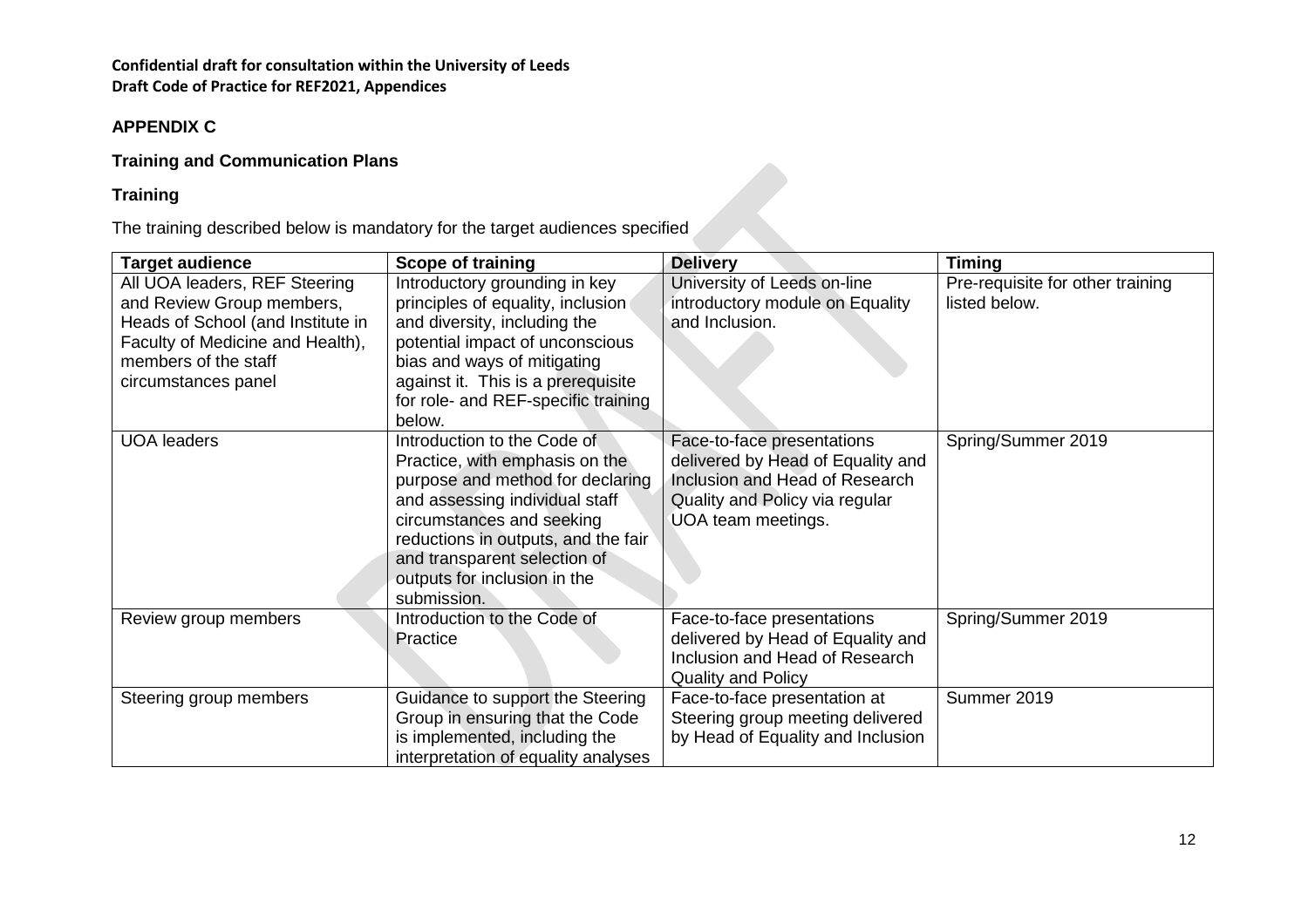**Confidential draft for consultation within the University of Leeds**
**Draft Code of Practice for REF2021, Appendices**

## APPENDIX C

### Training and Communication Plans

### Training

The training described below is mandatory for the target audiences specified

| Target audience | Scope of training | Delivery | Timing |
|---|---|---|---|
| All UOA leaders, REF Steering and Review Group members, Heads of School (and Institute in Faculty of Medicine and Health), members of the staff circumstances panel | Introductory grounding in key principles of equality, inclusion and diversity, including the potential impact of unconscious bias and ways of mitigating against it. This is a prerequisite for role- and REF-specific training below. | University of Leeds on-line introductory module on Equality and Inclusion. | Pre-requisite for other training listed below. |
| UOA leaders | Introduction to the Code of Practice, with emphasis on the purpose and method for declaring and assessing individual staff circumstances and seeking reductions in outputs, and the fair and transparent selection of outputs for inclusion in the submission. | Face-to-face presentations delivered by Head of Equality and Inclusion and Head of Research Quality and Policy via regular UOA team meetings. | Spring/Summer 2019 |
| Review group members | Introduction to the Code of Practice | Face-to-face presentations delivered by Head of Equality and Inclusion and Head of Research Quality and Policy | Spring/Summer 2019 |
| Steering group members | Guidance to support the Steering Group in ensuring that the Code is implemented, including the interpretation of equality analyses | Face-to-face presentation at Steering group meeting delivered by Head of Equality and Inclusion | Summer 2019 |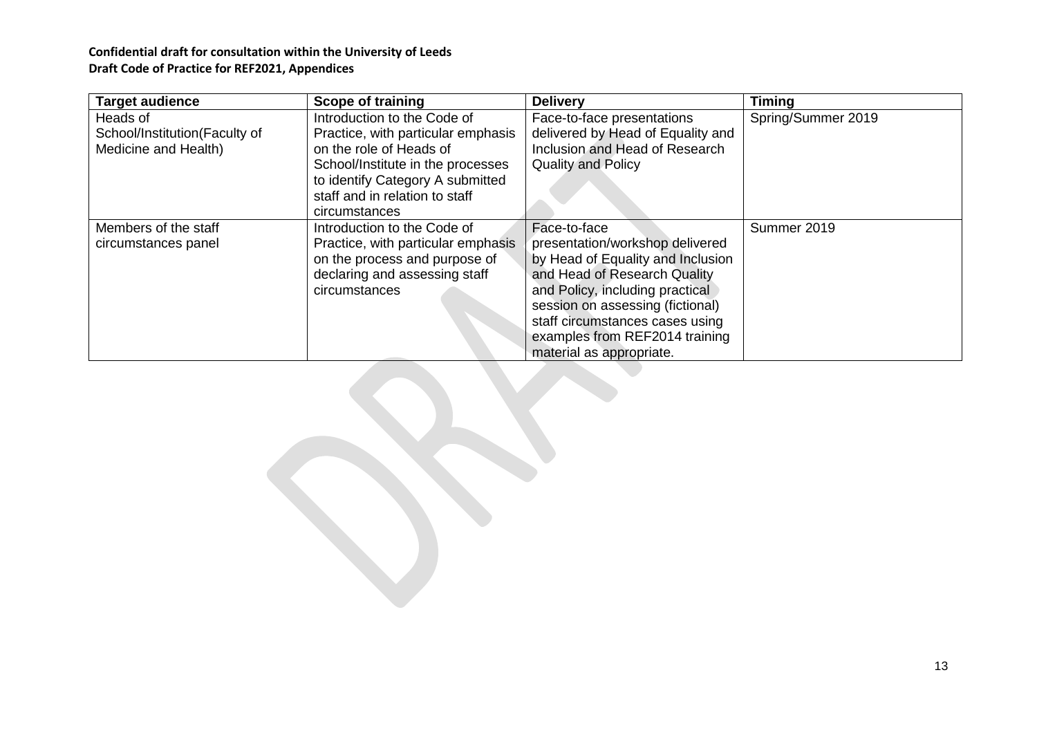| Target audience | Scope of training | Delivery | Timing |
| --- | --- | --- | --- |
| Heads of School/Institution(Faculty of Medicine and Health) | Introduction to the Code of Practice, with particular emphasis on the role of Heads of School/Institute in the processes to identify Category A submitted staff and in relation to staff circumstances | Face-to-face presentations delivered by Head of Equality and Inclusion and Head of Research Quality and Policy | Spring/Summer 2019 |
| Members of the staff circumstances panel | Introduction to the Code of Practice, with particular emphasis on the process and purpose of declaring and assessing staff circumstances | Face-to-face presentation/workshop delivered by Head of Equality and Inclusion and Head of Research Quality and Policy, including practical session on assessing (fictional) staff circumstances cases using examples from REF2014 training material as appropriate. | Summer 2019 |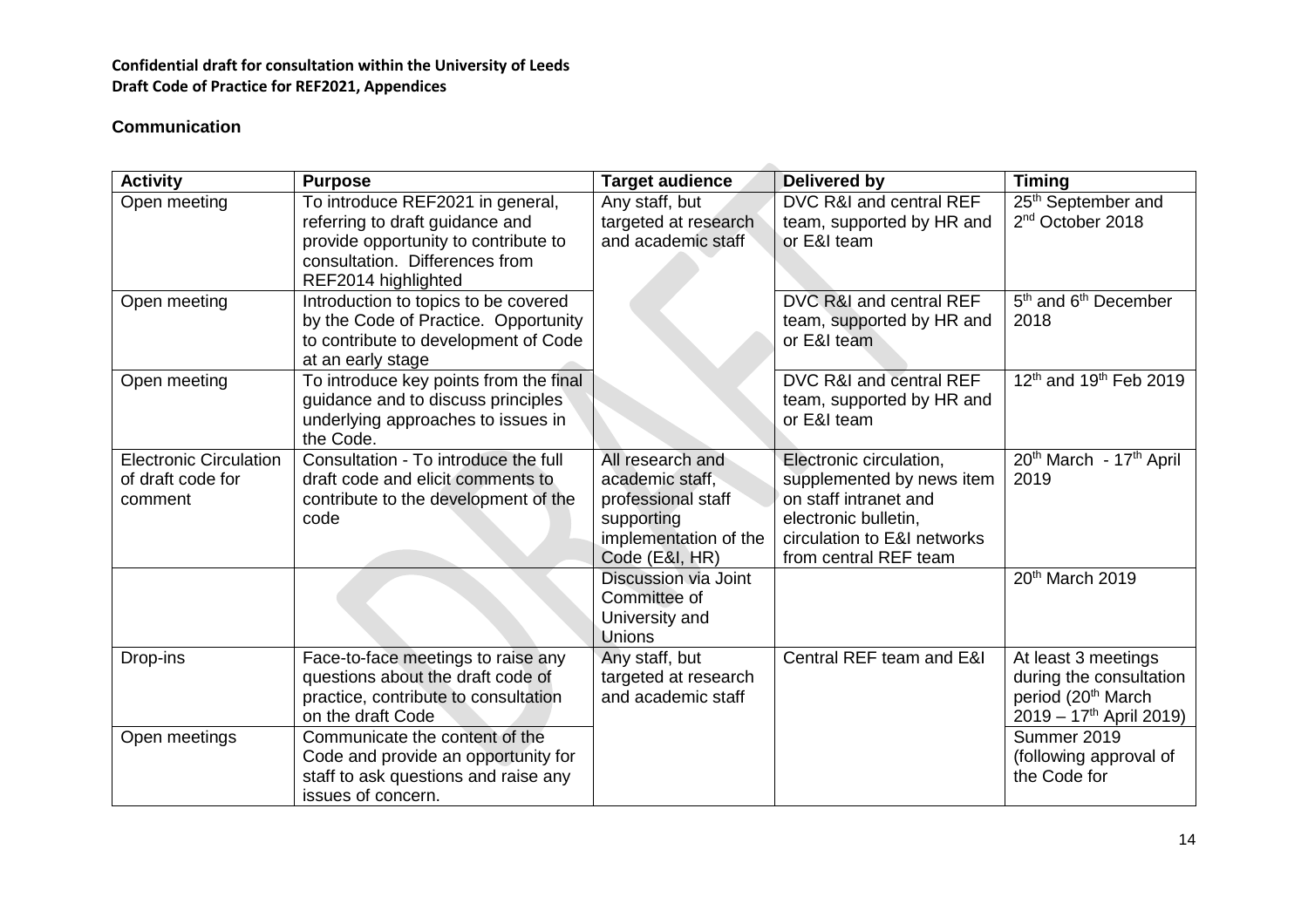**Confidential draft for consultation within the University of Leeds**
**Draft Code of Practice for REF2021, Appendices**

### Communication

| Activity | Purpose | Target audience | Delivered by | Timing |
|---|---|---|---|---|
| Open meeting | To introduce REF2021 in general, referring to draft guidance and provide opportunity to contribute to consultation. Differences from REF2014 highlighted | Any staff, but targeted at research and academic staff | DVC R&I and central REF team, supported by HR and or E&I team | 25th September and 2nd October 2018 |
| Open meeting | Introduction to topics to be covered by the Code of Practice. Opportunity to contribute to development of Code at an early stage | | DVC R&I and central REF team, supported by HR and or E&I team | 5th and 6th December 2018 |
| Open meeting | To introduce key points from the final guidance and to discuss principles underlying approaches to issues in the Code. | | DVC R&I and central REF team, supported by HR and or E&I team | 12th and 19th Feb 2019 |
| Electronic Circulation of draft code for comment | Consultation - To introduce the full draft code and elicit comments to contribute to the development of the code | All research and academic staff, professional staff supporting implementation of the Code (E&I, HR) | Electronic circulation, supplemented by news item on staff intranet and electronic bulletin, circulation to E&I networks from central REF team | 20th March - 17th April 2019 |
| | | Discussion via Joint Committee of University and Unions | | 20th March 2019 |
| Drop-ins | Face-to-face meetings to raise any questions about the draft code of practice, contribute to consultation on the draft Code | Any staff, but targeted at research and academic staff | Central REF team and E&I | At least 3 meetings during the consultation period (20th March 2019 – 17th April 2019) |
| Open meetings | Communicate the content of the Code and provide an opportunity for staff to ask questions and raise any issues of concern. | | | Summer 2019 (following approval of the Code for |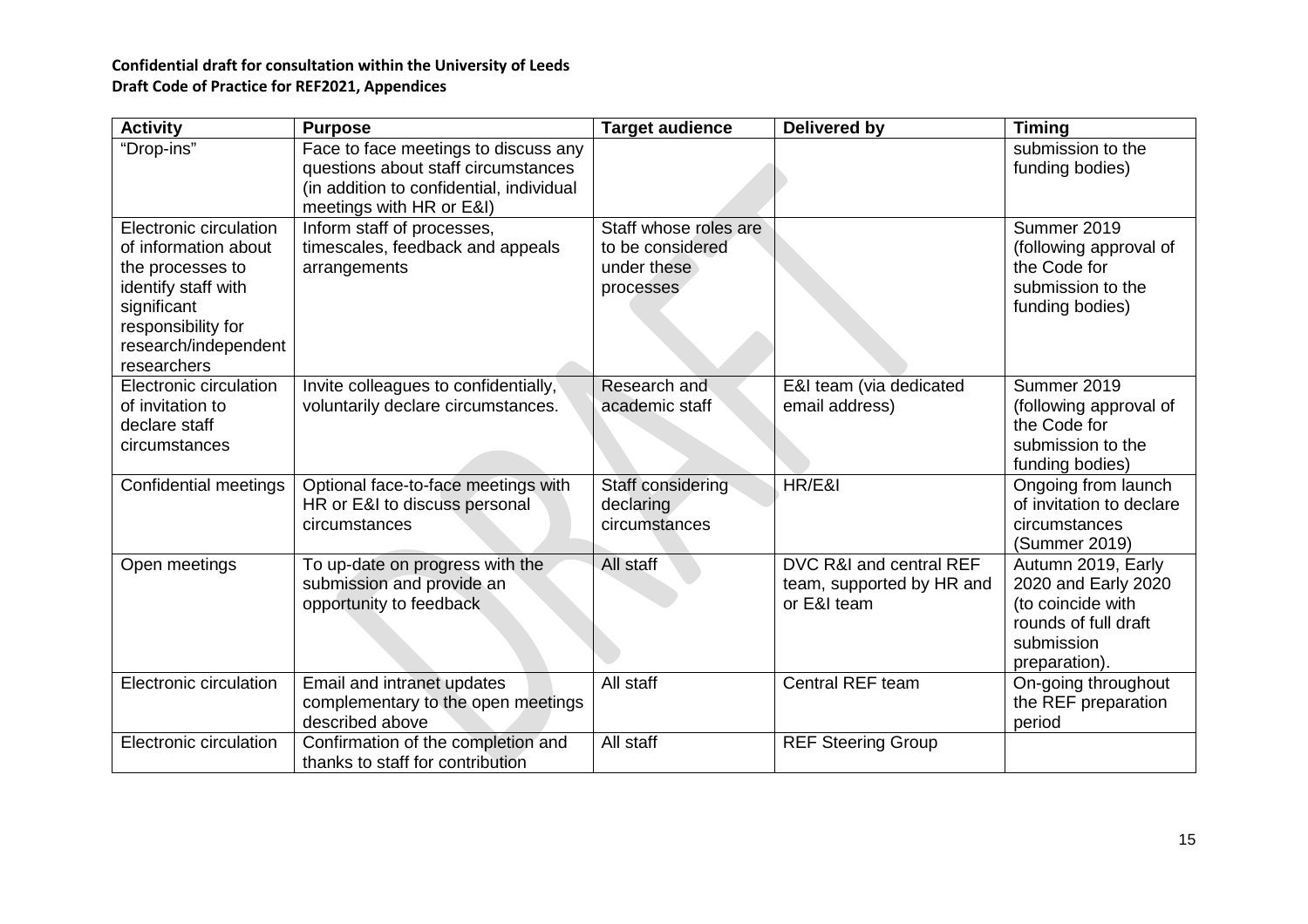| Activity | Purpose | Target audience | Delivered by | Timing |
|---|---|---|---|---|
| "Drop-ins" | Face to face meetings to discuss any questions about staff circumstances (in addition to confidential, individual meetings with HR or E&I) | | | submission to the funding bodies) |
| Electronic circulation of information about the processes to identify staff with significant responsibility for research/independent researchers | Inform staff of processes, timescales, feedback and appeals arrangements | Staff whose roles are to be considered under these processes | | Summer 2019 (following approval of the Code for submission to the funding bodies) |
| Electronic circulation of invitation to declare staff circumstances | Invite colleagues to confidentially, voluntarily declare circumstances. | Research and academic staff | E&I team (via dedicated email address) | Summer 2019 (following approval of the Code for submission to the funding bodies) |
| Confidential meetings | Optional face-to-face meetings with HR or E&I to discuss personal circumstances | Staff considering declaring circumstances | HR/E&I | Ongoing from launch of invitation to declare circumstances (Summer 2019) |
| Open meetings | To up-date on progress with the submission and provide an opportunity to feedback | All staff | DVC R&I and central REF team, supported by HR and or E&I team | Autumn 2019, Early 2020 and Early 2020 (to coincide with rounds of full draft submission preparation). |
| Electronic circulation | Email and intranet updates complementary to the open meetings described above | All staff | Central REF team | On-going throughout the REF preparation period |
| Electronic circulation | Confirmation of the completion and thanks to staff for contribution | All staff | REF Steering Group | |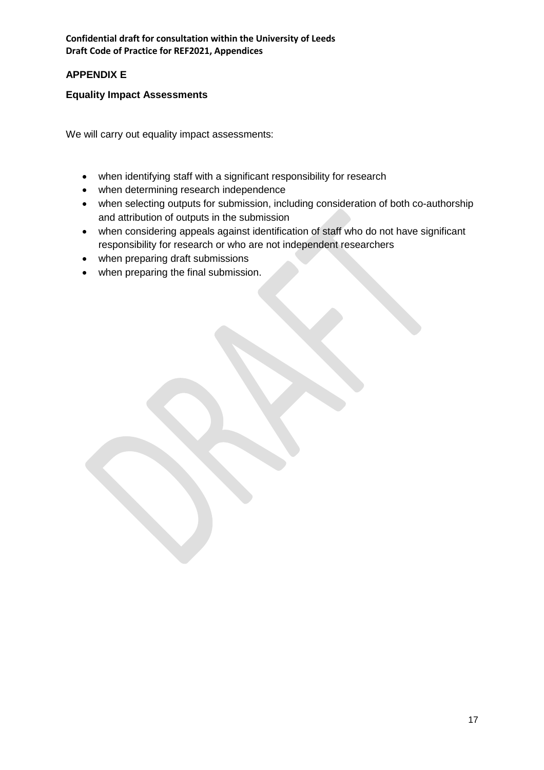## APPENDIX E

### Equality Impact Assessments

We will carry out equality impact assessments:

- when identifying staff with a significant responsibility for research
- when determining research independence
- when selecting outputs for submission, including consideration of both co-authorship and attribution of outputs in the submission
- when considering appeals against identification of staff who do not have significant responsibility for research or who are not independent researchers
- when preparing draft submissions
- when preparing the final submission.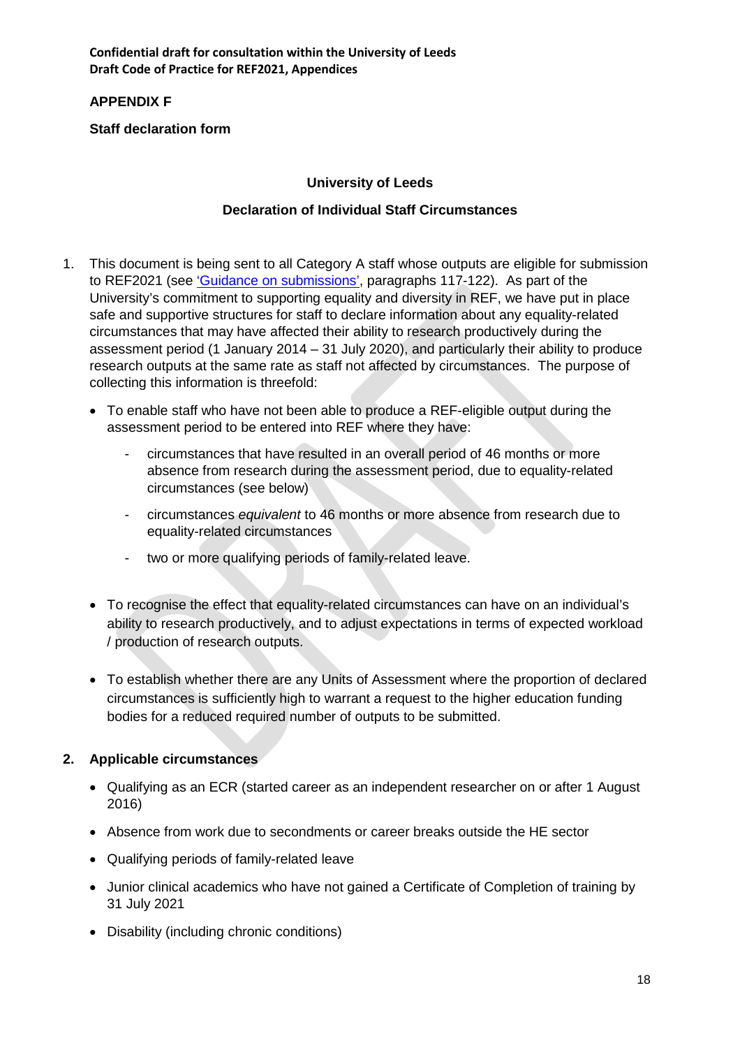**APPENDIX F**

**Staff declaration form**

**University of Leeds**

**Declaration of Individual Staff Circumstances**

1. This document is being sent to all Category A staff whose outputs are eligible for submission to REF2021 (see 'Guidance on submissions', paragraphs 117-122). As part of the University's commitment to supporting equality and diversity in REF, we have put in place safe and supportive structures for staff to declare information about any equality-related circumstances that may have affected their ability to research productively during the assessment period (1 January 2014 – 31 July 2020), and particularly their ability to produce research outputs at the same rate as staff not affected by circumstances. The purpose of collecting this information is threefold:

   - To enable staff who have not been able to produce a REF-eligible output during the assessment period to be entered into REF where they have:
     - circumstances that have resulted in an overall period of 46 months or more absence from research during the assessment period, due to equality-related circumstances (see below)
     - circumstances *equivalent* to 46 months or more absence from research due to equality-related circumstances
     - two or more qualifying periods of family-related leave.
   - To recognise the effect that equality-related circumstances can have on an individual's ability to research productively, and to adjust expectations in terms of expected workload / production of research outputs.
   - To establish whether there are any Units of Assessment where the proportion of declared circumstances is sufficiently high to warrant a request to the higher education funding bodies for a reduced required number of outputs to be submitted.

2. **Applicable circumstances**

   - Qualifying as an ECR (started career as an independent researcher on or after 1 August 2016)
   - Absence from work due to secondments or career breaks outside the HE sector
   - Qualifying periods of family-related leave
   - Junior clinical academics who have not gained a Certificate of Completion of training by 31 July 2021
   - Disability (including chronic conditions)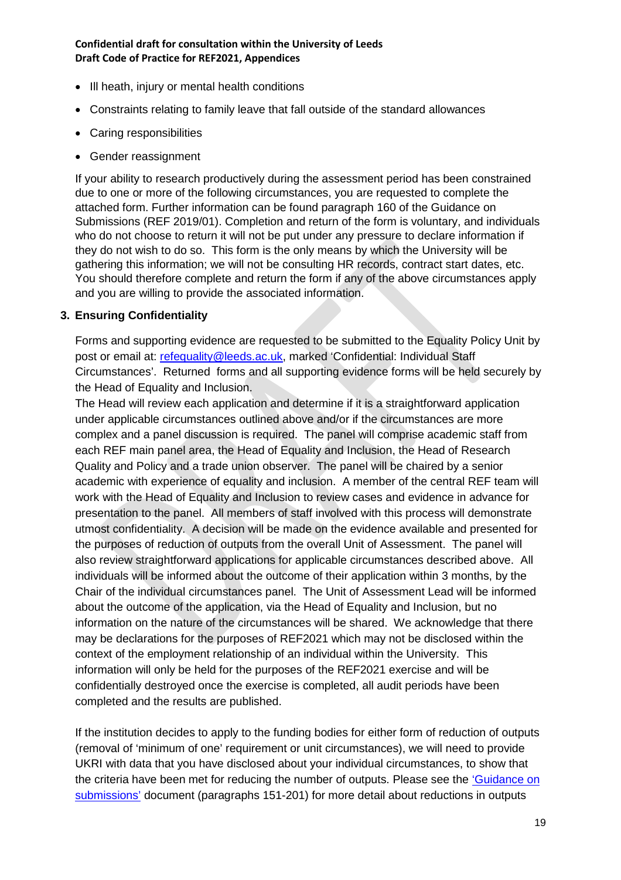- Ill heath, injury or mental health conditions
- Constraints relating to family leave that fall outside of the standard allowances
- Caring responsibilities
- Gender reassignment

If your ability to research productively during the assessment period has been constrained due to one or more of the following circumstances, you are requested to complete the attached form. Further information can be found paragraph 160 of the Guidance on Submissions (REF 2019/01). Completion and return of the form is voluntary, and individuals who do not choose to return it will not be put under any pressure to declare information if they do not wish to do so. This form is the only means by which the University will be gathering this information; we will not be consulting HR records, contract start dates, etc. You should therefore complete and return the form if any of the above circumstances apply and you are willing to provide the associated information.

### 3. Ensuring Confidentiality

Forms and supporting evidence are requested to be submitted to the Equality Policy Unit by post or email at: refequality@leeds.ac.uk, marked 'Confidential: Individual Staff Circumstances'. Returned forms and all supporting evidence forms will be held securely by the Head of Equality and Inclusion.

The Head will review each application and determine if it is a straightforward application under applicable circumstances outlined above and/or if the circumstances are more complex and a panel discussion is required. The panel will comprise academic staff from each REF main panel area, the Head of Equality and Inclusion, the Head of Research Quality and Policy and a trade union observer. The panel will be chaired by a senior academic with experience of equality and inclusion. A member of the central REF team will work with the Head of Equality and Inclusion to review cases and evidence in advance for presentation to the panel. All members of staff involved with this process will demonstrate utmost confidentiality. A decision will be made on the evidence available and presented for the purposes of reduction of outputs from the overall Unit of Assessment. The panel will also review straightforward applications for applicable circumstances described above. All individuals will be informed about the outcome of their application within 3 months, by the Chair of the individual circumstances panel. The Unit of Assessment Lead will be informed about the outcome of the application, via the Head of Equality and Inclusion, but no information on the nature of the circumstances will be shared. We acknowledge that there may be declarations for the purposes of REF2021 which may not be disclosed within the context of the employment relationship of an individual within the University. This information will only be held for the purposes of the REF2021 exercise and will be confidentially destroyed once the exercise is completed, all audit periods have been completed and the results are published.

If the institution decides to apply to the funding bodies for either form of reduction of outputs (removal of 'minimum of one' requirement or unit circumstances), we will need to provide UKRI with data that you have disclosed about your individual circumstances, to show that the criteria have been met for reducing the number of outputs. Please see the 'Guidance on submissions' document (paragraphs 151-201) for more detail about reductions in outputs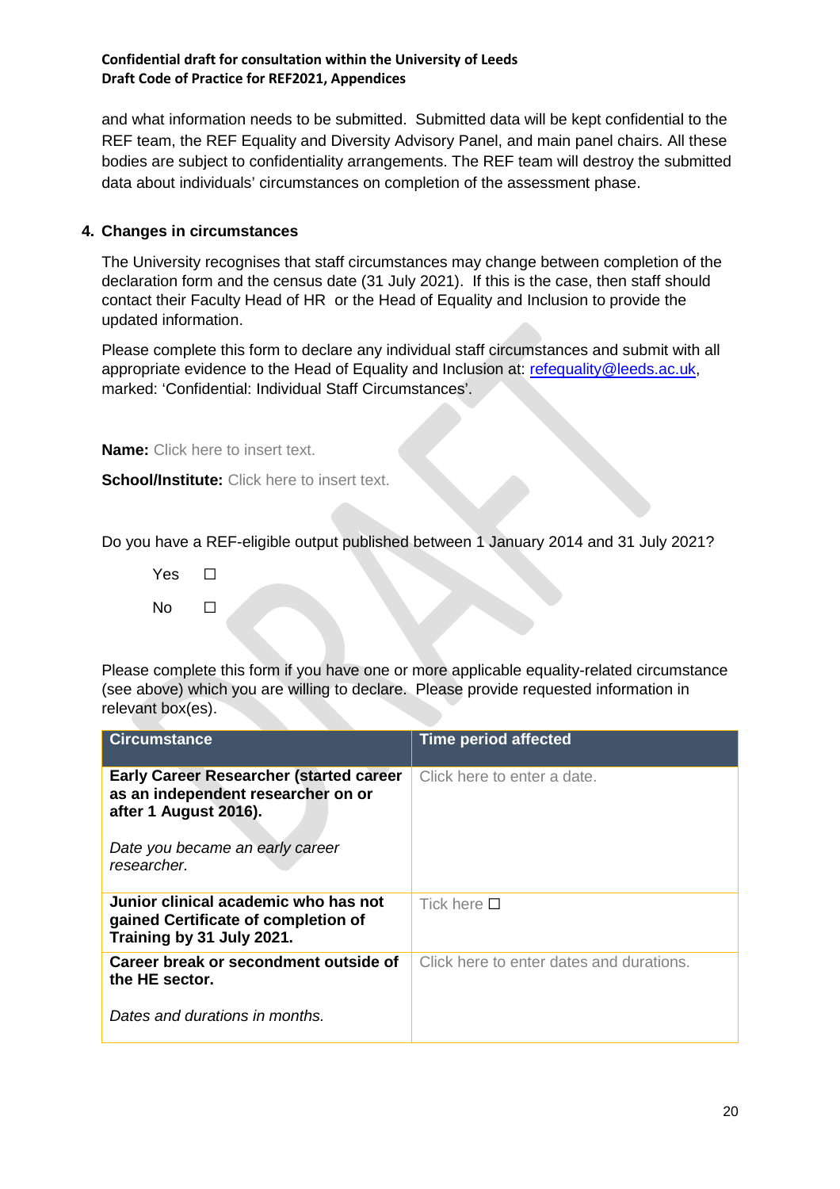and what information needs to be submitted. Submitted data will be kept confidential to the REF team, the REF Equality and Diversity Advisory Panel, and main panel chairs. All these bodies are subject to confidentiality arrangements. The REF team will destroy the submitted data about individuals' circumstances on completion of the assessment phase.

**4. Changes in circumstances**

The University recognises that staff circumstances may change between completion of the declaration form and the census date (31 July 2021). If this is the case, then staff should contact their Faculty Head of HR or the Head of Equality and Inclusion to provide the updated information.

Please complete this form to declare any individual staff circumstances and submit with all appropriate evidence to the Head of Equality and Inclusion at: refequality@leeds.ac.uk, marked: 'Confidential: Individual Staff Circumstances'.

**Name:** Click here to insert text.

**School/Institute:** Click here to insert text.

Do you have a REF-eligible output published between 1 January 2014 and 31 July 2021?

Yes ☐

No ☐

Please complete this form if you have one or more applicable equality-related circumstance (see above) which you are willing to declare. Please provide requested information in relevant box(es).

| Circumstance | Time period affected |
|---|---|
| **Early Career Researcher (started career as an independent researcher on or after 1 August 2016).**<br><br>*Date you became an early career researcher.* | Click here to enter a date. |
| **Junior clinical academic who has not gained Certificate of completion of Training by 31 July 2021.** | Tick here ☐ |
| **Career break or secondment outside of the HE sector.**<br><br>*Dates and durations in months.* | Click here to enter dates and durations. |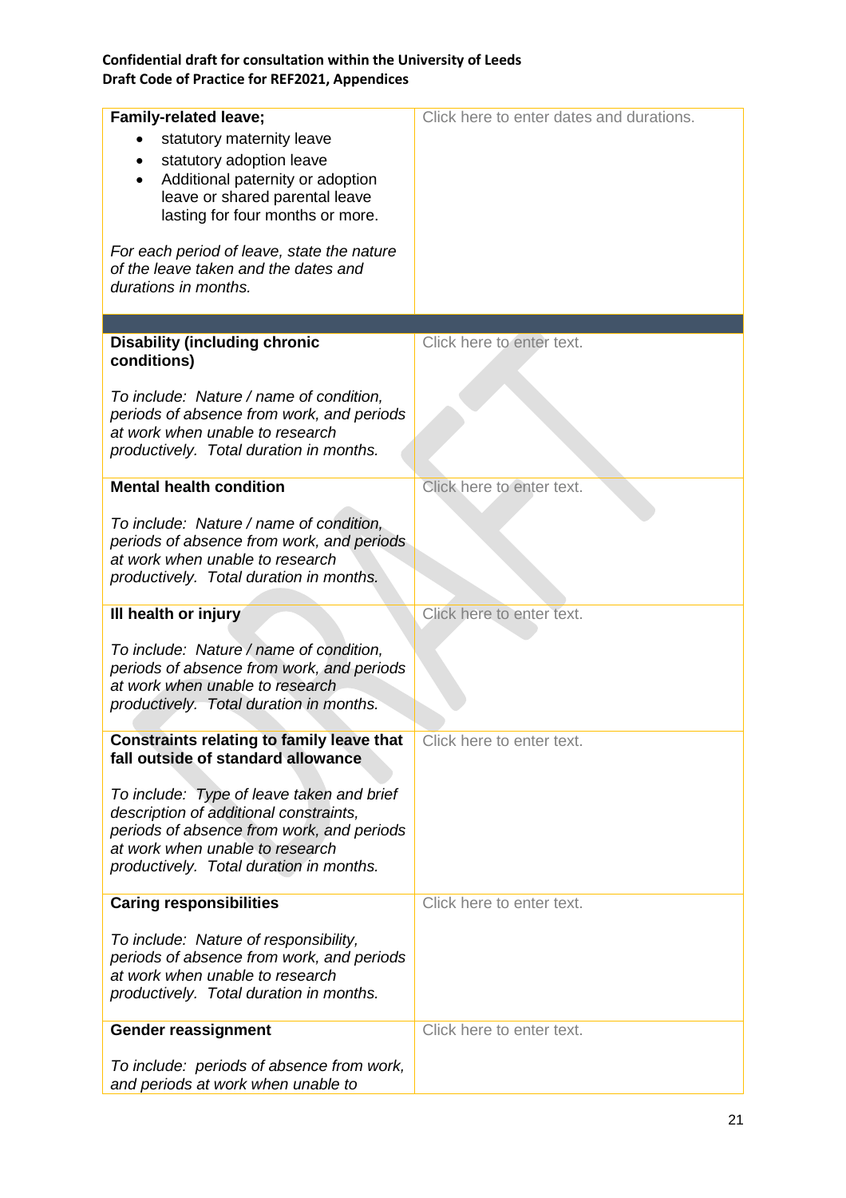| Family-related leave; <br>• statutory maternity leave <br>• statutory adoption leave <br>• Additional paternity or adoption leave or shared parental leave lasting for four months or more. <br><br>*For each period of leave, state the nature of the leave taken and the dates and durations in months.* | Click here to enter dates and durations. |
|---|---|
| | |
| **Disability (including chronic conditions)** <br><br>*To include: Nature / name of condition, periods of absence from work, and periods at work when unable to research productively. Total duration in months.* | Click here to enter text. |
| **Mental health condition** <br><br>*To include: Nature / name of condition, periods of absence from work, and periods at work when unable to research productively. Total duration in months.* | Click here to enter text. |
| **Ill health or injury** <br><br>*To include: Nature / name of condition, periods of absence from work, and periods at work when unable to research productively. Total duration in months.* | Click here to enter text. |
| **Constraints relating to family leave that fall outside of standard allowance** <br><br>*To include: Type of leave taken and brief description of additional constraints, periods of absence from work, and periods at work when unable to research productively. Total duration in months.* | Click here to enter text. |
| **Caring responsibilities** <br><br>*To include: Nature of responsibility, periods of absence from work, and periods at work when unable to research productively. Total duration in months.* | Click here to enter text. |
| **Gender reassignment** <br><br>*To include: periods of absence from work, and periods at work when unable to* | Click here to enter text. |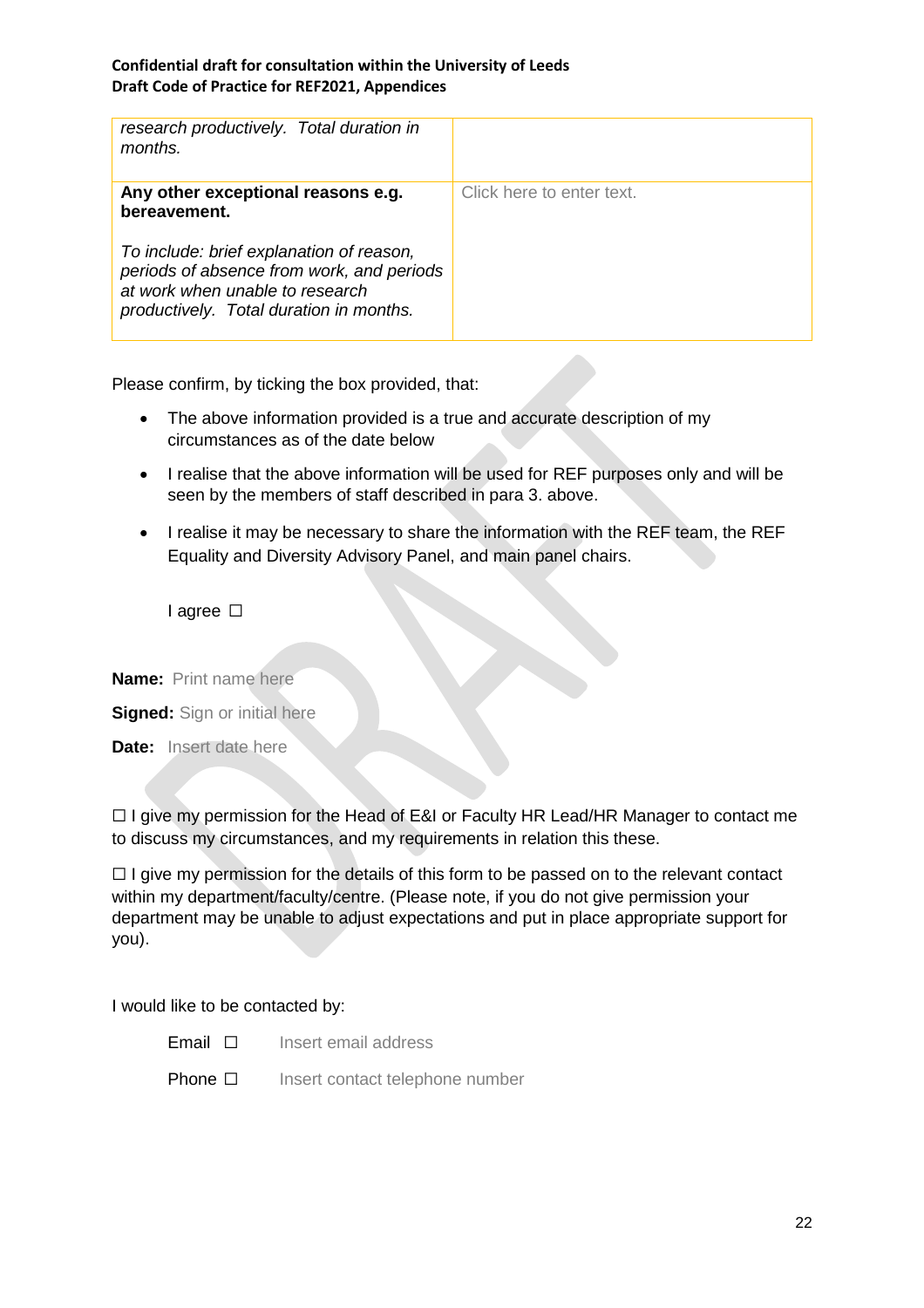| | |
|---|---|
| *research productively. Total duration in months.* | |
| **Any other exceptional reasons e.g. bereavement.**<br><br>*To include: brief explanation of reason, periods of absence from work, and periods at work when unable to research productively. Total duration in months.* | Click here to enter text. |

Please confirm, by ticking the box provided, that:

- The above information provided is a true and accurate description of my circumstances as of the date below
- I realise that the above information will be used for REF purposes only and will be seen by the members of staff described in para 3. above.
- I realise it may be necessary to share the information with the REF team, the REF Equality and Diversity Advisory Panel, and main panel chairs.

I agree ☐

**Name:** Print name here

**Signed:** Sign or initial here

**Date:** Insert date here

☐ I give my permission for the Head of E&I or Faculty HR Lead/HR Manager to contact me to discuss my circumstances, and my requirements in relation this these.

☐ I give my permission for the details of this form to be passed on to the relevant contact within my department/faculty/centre. (Please note, if you do not give permission your department may be unable to adjust expectations and put in place appropriate support for you).

I would like to be contacted by:

Email ☐ Insert email address

Phone ☐ Insert contact telephone number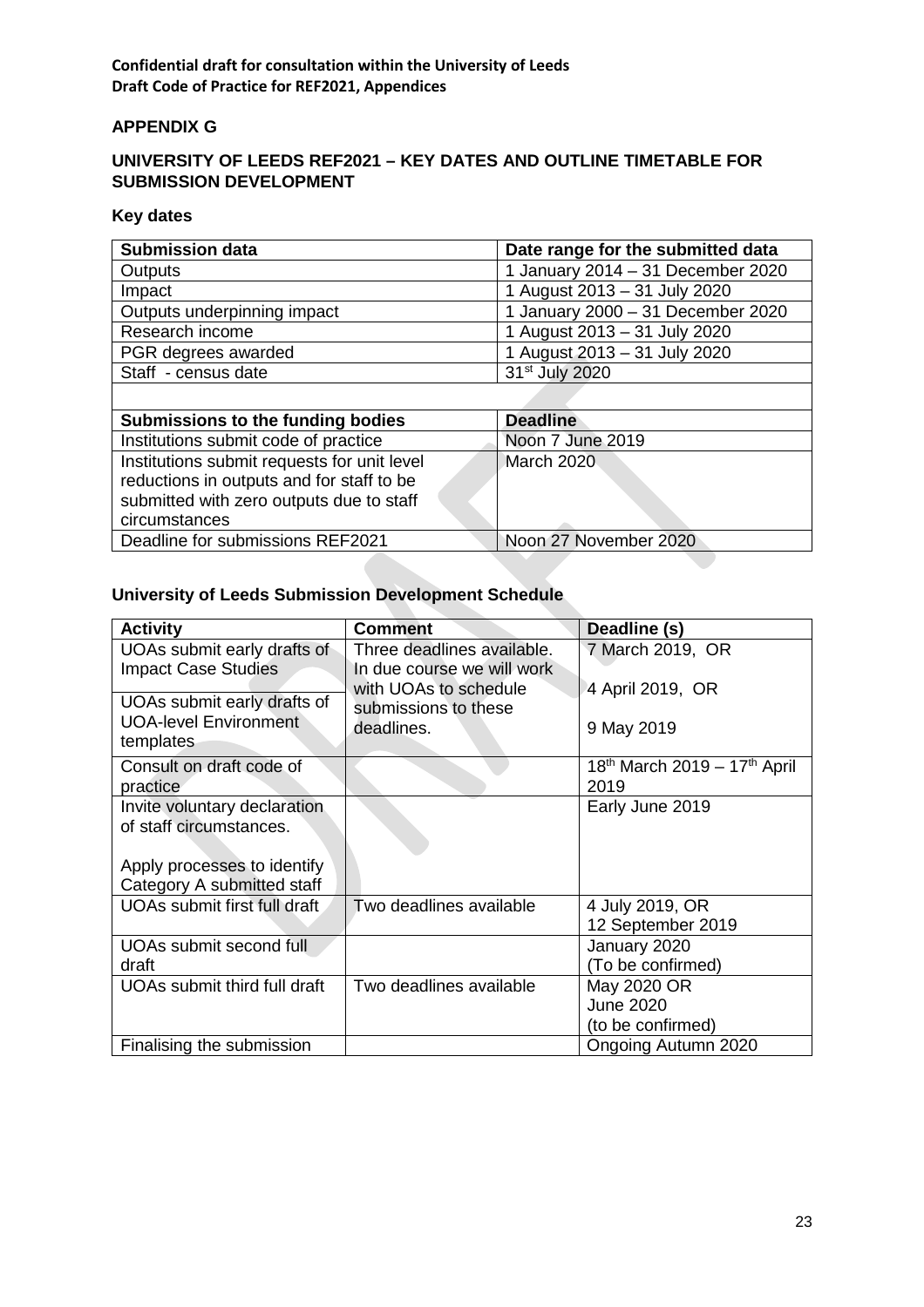**Confidential draft for consultation within the University of Leeds**
**Draft Code of Practice for REF2021, Appendices**

## APPENDIX G

## UNIVERSITY OF LEEDS REF2021 – KEY DATES AND OUTLINE TIMETABLE FOR SUBMISSION DEVELOPMENT

### Key dates

| Submission data | Date range for the submitted data |
|---|---|
| Outputs | 1 January 2014 – 31 December 2020 |
| Impact | 1 August 2013 – 31 July 2020 |
| Outputs underpinning impact | 1 January 2000 – 31 December 2020 |
| Research income | 1 August 2013 – 31 July 2020 |
| PGR degrees awarded | 1 August 2013 – 31 July 2020 |
| Staff - census date | 31st July 2020 |
| | |
| **Submissions to the funding bodies** | **Deadline** |
| Institutions submit code of practice | Noon 7 June 2019 |
| Institutions submit requests for unit level reductions in outputs and for staff to be submitted with zero outputs due to staff circumstances | March 2020 |
| Deadline for submissions REF2021 | Noon 27 November 2020 |

### University of Leeds Submission Development Schedule

| Activity | Comment | Deadline (s) |
|---|---|---|
| UOAs submit early drafts of Impact Case Studies<br><br>UOAs submit early drafts of UOA-level Environment templates | Three deadlines available. In due course we will work with UOAs to schedule submissions to these deadlines. | 7 March 2019, OR<br><br>4 April 2019, OR<br><br>9 May 2019 |
| Consult on draft code of practice | | 18th March 2019 – 17th April 2019 |
| Invite voluntary declaration of staff circumstances.<br><br>Apply processes to identify Category A submitted staff | | Early June 2019 |
| UOAs submit first full draft | Two deadlines available | 4 July 2019, OR<br>12 September 2019 |
| UOAs submit second full draft | | January 2020<br>(To be confirmed) |
| UOAs submit third full draft | Two deadlines available | May 2020 OR<br>June 2020<br>(to be confirmed) |
| Finalising the submission | | Ongoing Autumn 2020 |